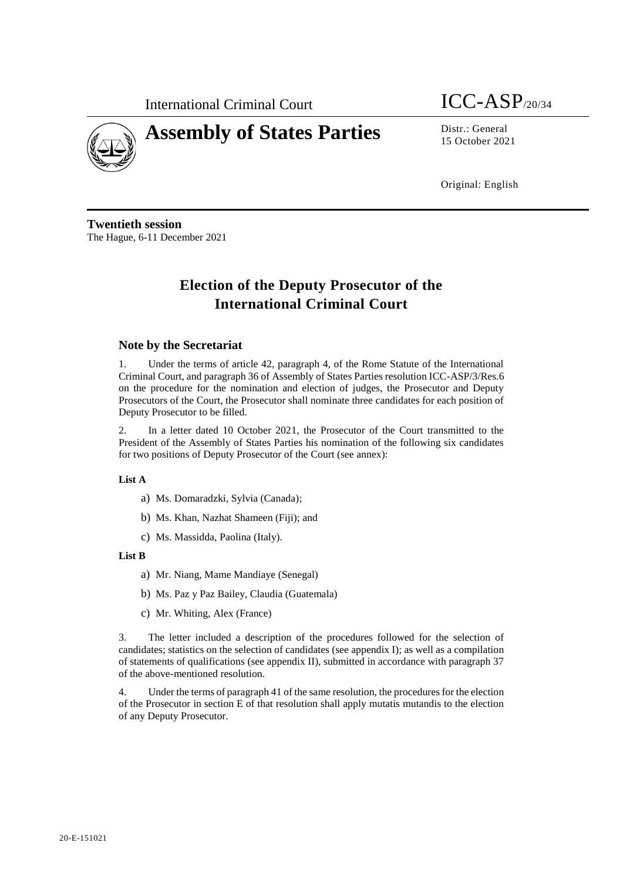International Criminal Court

# Assembly of States Parties

ICC-ASP/20/34

Distr.: General
15 October 2021

Original: English

**Twentieth session**
The Hague, 6-11 December 2021

# Election of the Deputy Prosecutor of the International Criminal Court

## Note by the Secretariat

1. Under the terms of article 42, paragraph 4, of the Rome Statute of the International Criminal Court, and paragraph 36 of Assembly of States Parties resolution ICC-ASP/3/Res.6 on the procedure for the nomination and election of judges, the Prosecutor and Deputy Prosecutors of the Court, the Prosecutor shall nominate three candidates for each position of Deputy Prosecutor to be filled.

2. In a letter dated 10 October 2021, the Prosecutor of the Court transmitted to the President of the Assembly of States Parties his nomination of the following six candidates for two positions of Deputy Prosecutor of the Court (see annex):

**List A**

a) Ms. Domaradzki, Sylvia (Canada);

b) Ms. Khan, Nazhat Shameen (Fiji); and

c) Ms. Massidda, Paolina (Italy).

**List B**

a) Mr. Niang, Mame Mandiaye (Senegal)

b) Ms. Paz y Paz Bailey, Claudia (Guatemala)

c) Mr. Whiting, Alex (France)

3. The letter included a description of the procedures followed for the selection of candidates; statistics on the selection of candidates (see appendix I); as well as a compilation of statements of qualifications (see appendix II), submitted in accordance with paragraph 37 of the above-mentioned resolution.

4. Under the terms of paragraph 41 of the same resolution, the procedures for the election of the Prosecutor in section E of that resolution shall apply mutatis mutandis to the election of any Deputy Prosecutor.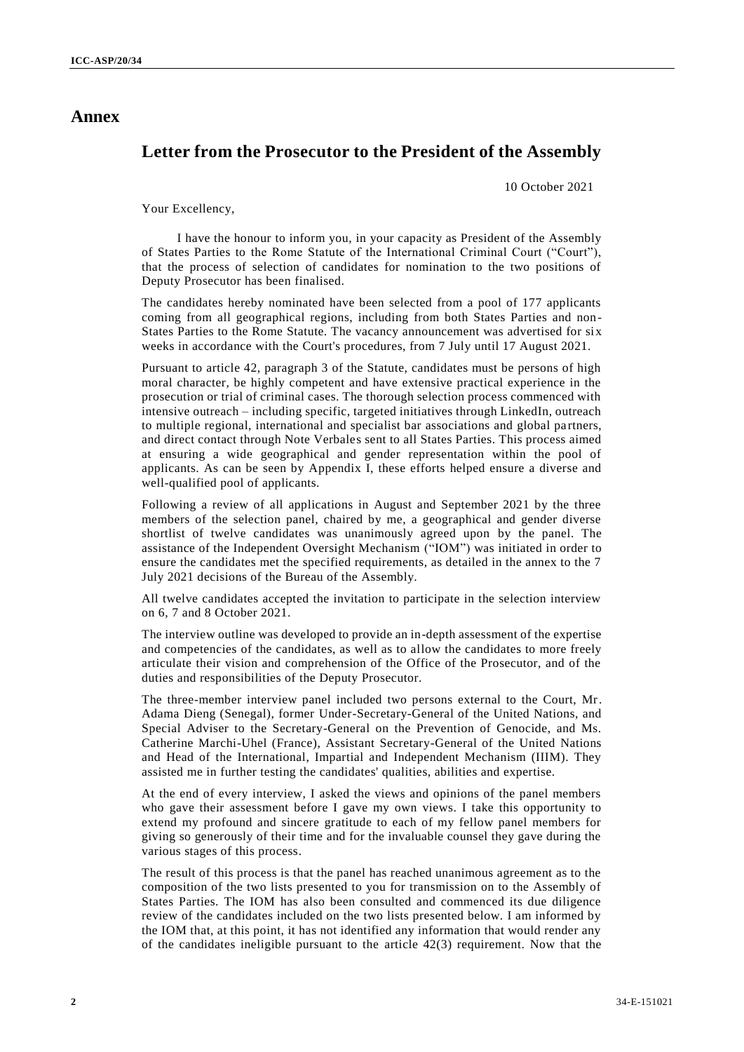# Annex

## Letter from the Prosecutor to the President of the Assembly

10 October 2021

Your Excellency,

I have the honour to inform you, in your capacity as President of the Assembly of States Parties to the Rome Statute of the International Criminal Court ("Court"), that the process of selection of candidates for nomination to the two positions of Deputy Prosecutor has been finalised.

The candidates hereby nominated have been selected from a pool of 177 applicants coming from all geographical regions, including from both States Parties and non-States Parties to the Rome Statute. The vacancy announcement was advertised for six weeks in accordance with the Court's procedures, from 7 July until 17 August 2021.

Pursuant to article 42, paragraph 3 of the Statute, candidates must be persons of high moral character, be highly competent and have extensive practical experience in the prosecution or trial of criminal cases. The thorough selection process commenced with intensive outreach – including specific, targeted initiatives through LinkedIn, outreach to multiple regional, international and specialist bar associations and global partners, and direct contact through Note Verbales sent to all States Parties. This process aimed at ensuring a wide geographical and gender representation within the pool of applicants. As can be seen by Appendix I, these efforts helped ensure a diverse and well-qualified pool of applicants.

Following a review of all applications in August and September 2021 by the three members of the selection panel, chaired by me, a geographical and gender diverse shortlist of twelve candidates was unanimously agreed upon by the panel. The assistance of the Independent Oversight Mechanism ("IOM") was initiated in order to ensure the candidates met the specified requirements, as detailed in the annex to the 7 July 2021 decisions of the Bureau of the Assembly.

All twelve candidates accepted the invitation to participate in the selection interview on 6, 7 and 8 October 2021.

The interview outline was developed to provide an in-depth assessment of the expertise and competencies of the candidates, as well as to allow the candidates to more freely articulate their vision and comprehension of the Office of the Prosecutor, and of the duties and responsibilities of the Deputy Prosecutor.

The three-member interview panel included two persons external to the Court, Mr. Adama Dieng (Senegal), former Under-Secretary-General of the United Nations, and Special Adviser to the Secretary-General on the Prevention of Genocide, and Ms. Catherine Marchi-Uhel (France), Assistant Secretary-General of the United Nations and Head of the International, Impartial and Independent Mechanism (IIIM). They assisted me in further testing the candidates' qualities, abilities and expertise.

At the end of every interview, I asked the views and opinions of the panel members who gave their assessment before I gave my own views. I take this opportunity to extend my profound and sincere gratitude to each of my fellow panel members for giving so generously of their time and for the invaluable counsel they gave during the various stages of this process.

The result of this process is that the panel has reached unanimous agreement as to the composition of the two lists presented to you for transmission on to the Assembly of States Parties. The IOM has also been consulted and commenced its due diligence review of the candidates included on the two lists presented below. I am informed by the IOM that, at this point, it has not identified any information that would render any of the candidates ineligible pursuant to the article 42(3) requirement. Now that the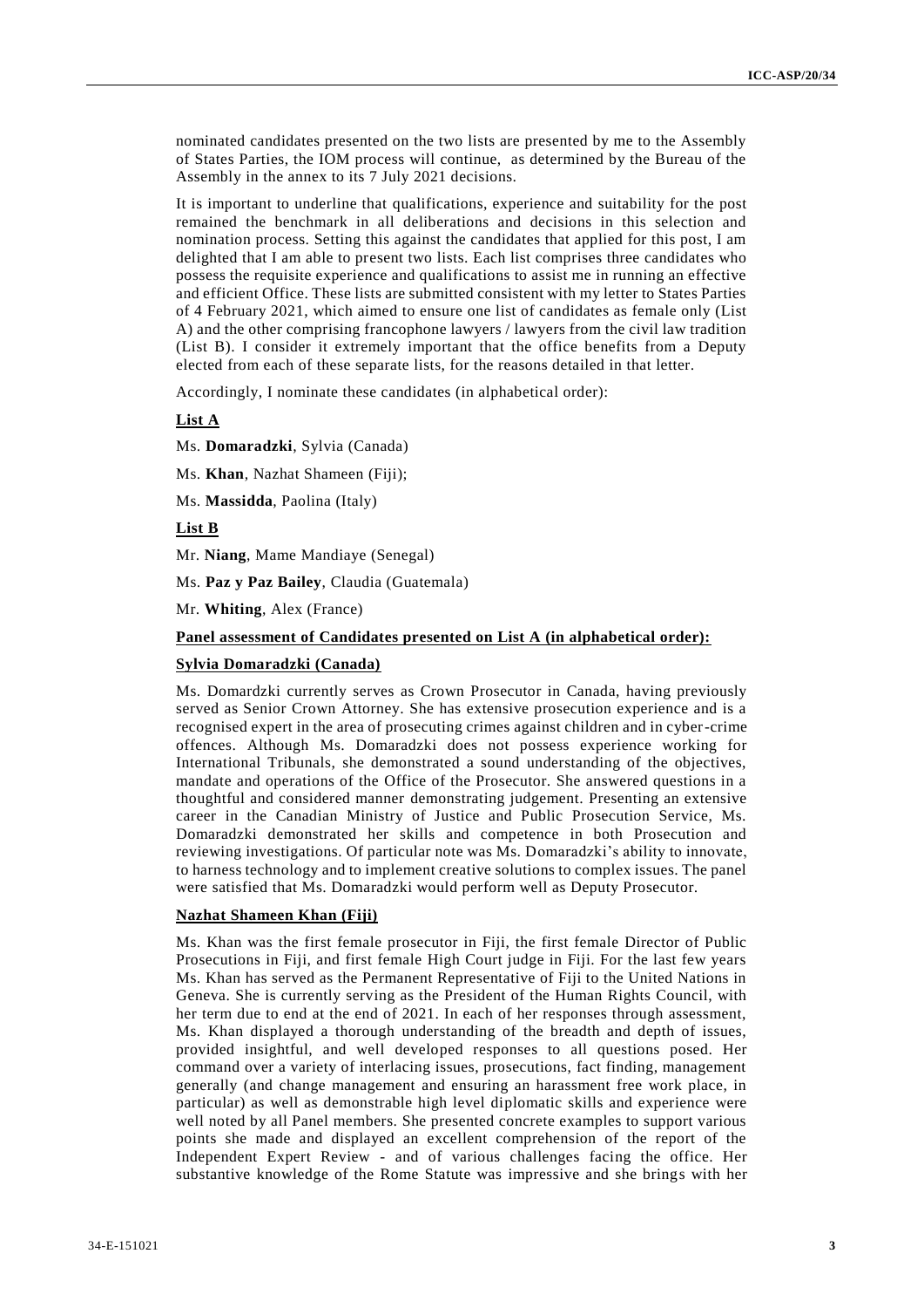nominated candidates presented on the two lists are presented by me to the Assembly of States Parties, the IOM process will continue, as determined by the Bureau of the Assembly in the annex to its 7 July 2021 decisions.

It is important to underline that qualifications, experience and suitability for the post remained the benchmark in all deliberations and decisions in this selection and nomination process. Setting this against the candidates that applied for this post, I am delighted that I am able to present two lists. Each list comprises three candidates who possess the requisite experience and qualifications to assist me in running an effective and efficient Office. These lists are submitted consistent with my letter to States Parties of 4 February 2021, which aimed to ensure one list of candidates as female only (List A) and the other comprising francophone lawyers / lawyers from the civil law tradition (List B). I consider it extremely important that the office benefits from a Deputy elected from each of these separate lists, for the reasons detailed in that letter.

Accordingly, I nominate these candidates (in alphabetical order):

**List A**

Ms. **Domaradzki**, Sylvia (Canada)

Ms. **Khan**, Nazhat Shameen (Fiji);

Ms. **Massidda**, Paolina (Italy)

**List B**

Mr. **Niang**, Mame Mandiaye (Senegal)

Ms. **Paz y Paz Bailey**, Claudia (Guatemala)

Mr. **Whiting**, Alex (France)

**Panel assessment of Candidates presented on List A (in alphabetical order):**

**Sylvia Domaradzki (Canada)**

Ms. Domardzki currently serves as Crown Prosecutor in Canada, having previously served as Senior Crown Attorney. She has extensive prosecution experience and is a recognised expert in the area of prosecuting crimes against children and in cyber-crime offences. Although Ms. Domaradzki does not possess experience working for International Tribunals, she demonstrated a sound understanding of the objectives, mandate and operations of the Office of the Prosecutor. She answered questions in a thoughtful and considered manner demonstrating judgement. Presenting an extensive career in the Canadian Ministry of Justice and Public Prosecution Service, Ms. Domaradzki demonstrated her skills and competence in both Prosecution and reviewing investigations. Of particular note was Ms. Domaradzki's ability to innovate, to harness technology and to implement creative solutions to complex issues. The panel were satisfied that Ms. Domaradzki would perform well as Deputy Prosecutor.

**Nazhat Shameen Khan (Fiji)**

Ms. Khan was the first female prosecutor in Fiji, the first female Director of Public Prosecutions in Fiji, and first female High Court judge in Fiji. For the last few years Ms. Khan has served as the Permanent Representative of Fiji to the United Nations in Geneva. She is currently serving as the President of the Human Rights Council, with her term due to end at the end of 2021. In each of her responses through assessment, Ms. Khan displayed a thorough understanding of the breadth and depth of issues, provided insightful, and well developed responses to all questions posed. Her command over a variety of interlacing issues, prosecutions, fact finding, management generally (and change management and ensuring an harassment free work place, in particular) as well as demonstrable high level diplomatic skills and experience were well noted by all Panel members. She presented concrete examples to support various points she made and displayed an excellent comprehension of the report of the Independent Expert Review - and of various challenges facing the office. Her substantive knowledge of the Rome Statute was impressive and she brings with her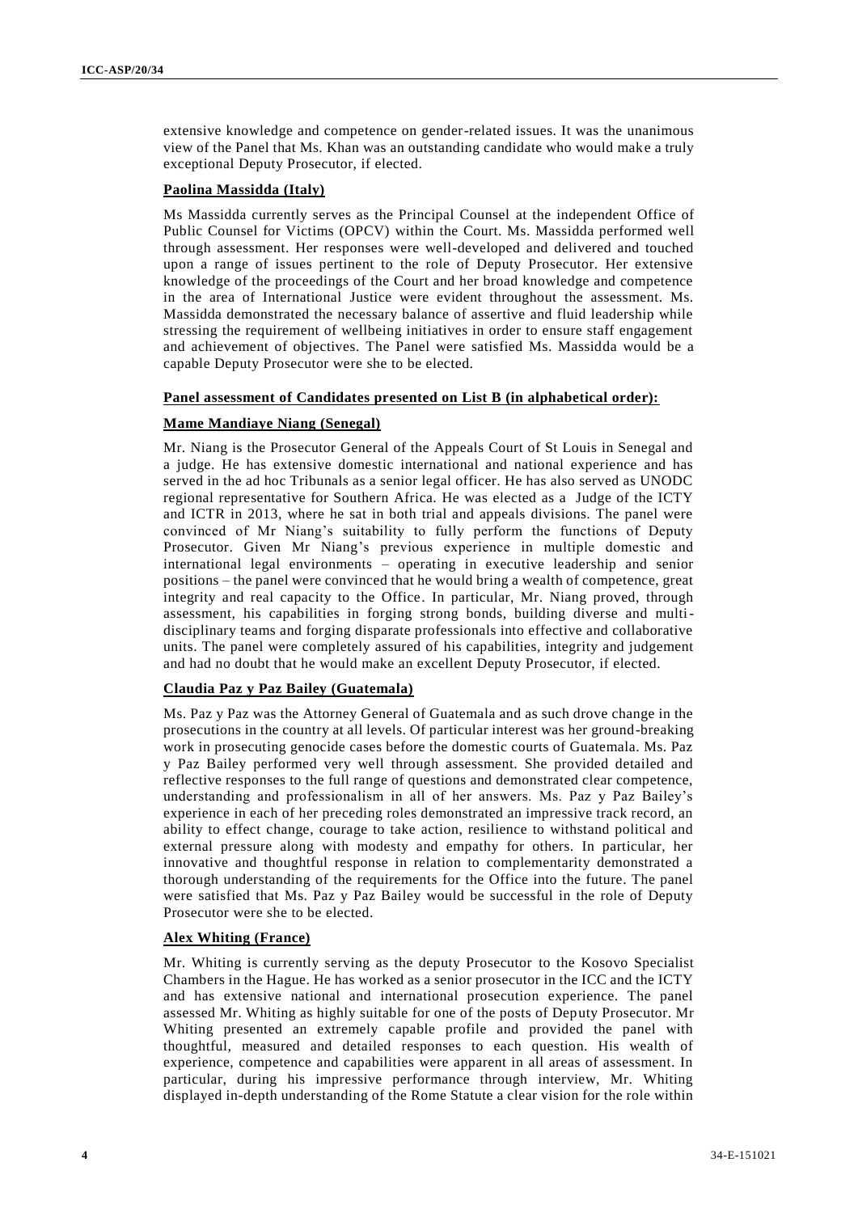extensive knowledge and competence on gender-related issues. It was the unanimous view of the Panel that Ms. Khan was an outstanding candidate who would make a truly exceptional Deputy Prosecutor, if elected.

**Paolina Massidda (Italy)**

Ms Massidda currently serves as the Principal Counsel at the independent Office of Public Counsel for Victims (OPCV) within the Court. Ms. Massidda performed well through assessment. Her responses were well-developed and delivered and touched upon a range of issues pertinent to the role of Deputy Prosecutor. Her extensive knowledge of the proceedings of the Court and her broad knowledge and competence in the area of International Justice were evident throughout the assessment. Ms. Massidda demonstrated the necessary balance of assertive and fluid leadership while stressing the requirement of wellbeing initiatives in order to ensure staff engagement and achievement of objectives. The Panel were satisfied Ms. Massidda would be a capable Deputy Prosecutor were she to be elected.

**Panel assessment of Candidates presented on List B (in alphabetical order):**

**Mame Mandiaye Niang (Senegal)**

Mr. Niang is the Prosecutor General of the Appeals Court of St Louis in Senegal and a judge. He has extensive domestic international and national experience and has served in the ad hoc Tribunals as a senior legal officer. He has also served as UNODC regional representative for Southern Africa. He was elected as a Judge of the ICTY and ICTR in 2013, where he sat in both trial and appeals divisions. The panel were convinced of Mr Niang's suitability to fully perform the functions of Deputy Prosecutor. Given Mr Niang's previous experience in multiple domestic and international legal environments – operating in executive leadership and senior positions – the panel were convinced that he would bring a wealth of competence, great integrity and real capacity to the Office. In particular, Mr. Niang proved, through assessment, his capabilities in forging strong bonds, building diverse and multi-disciplinary teams and forging disparate professionals into effective and collaborative units. The panel were completely assured of his capabilities, integrity and judgement and had no doubt that he would make an excellent Deputy Prosecutor, if elected.

**Claudia Paz y Paz Bailey (Guatemala)**

Ms. Paz y Paz was the Attorney General of Guatemala and as such drove change in the prosecutions in the country at all levels. Of particular interest was her ground-breaking work in prosecuting genocide cases before the domestic courts of Guatemala. Ms. Paz y Paz Bailey performed very well through assessment. She provided detailed and reflective responses to the full range of questions and demonstrated clear competence, understanding and professionalism in all of her answers. Ms. Paz y Paz Bailey's experience in each of her preceding roles demonstrated an impressive track record, an ability to effect change, courage to take action, resilience to withstand political and external pressure along with modesty and empathy for others. In particular, her innovative and thoughtful response in relation to complementarity demonstrated a thorough understanding of the requirements for the Office into the future. The panel were satisfied that Ms. Paz y Paz Bailey would be successful in the role of Deputy Prosecutor were she to be elected.

**Alex Whiting (France)**

Mr. Whiting is currently serving as the deputy Prosecutor to the Kosovo Specialist Chambers in the Hague. He has worked as a senior prosecutor in the ICC and the ICTY and has extensive national and international prosecution experience. The panel assessed Mr. Whiting as highly suitable for one of the posts of Deputy Prosecutor. Mr Whiting presented an extremely capable profile and provided the panel with thoughtful, measured and detailed responses to each question. His wealth of experience, competence and capabilities were apparent in all areas of assessment. In particular, during his impressive performance through interview, Mr. Whiting displayed in-depth understanding of the Rome Statute a clear vision for the role within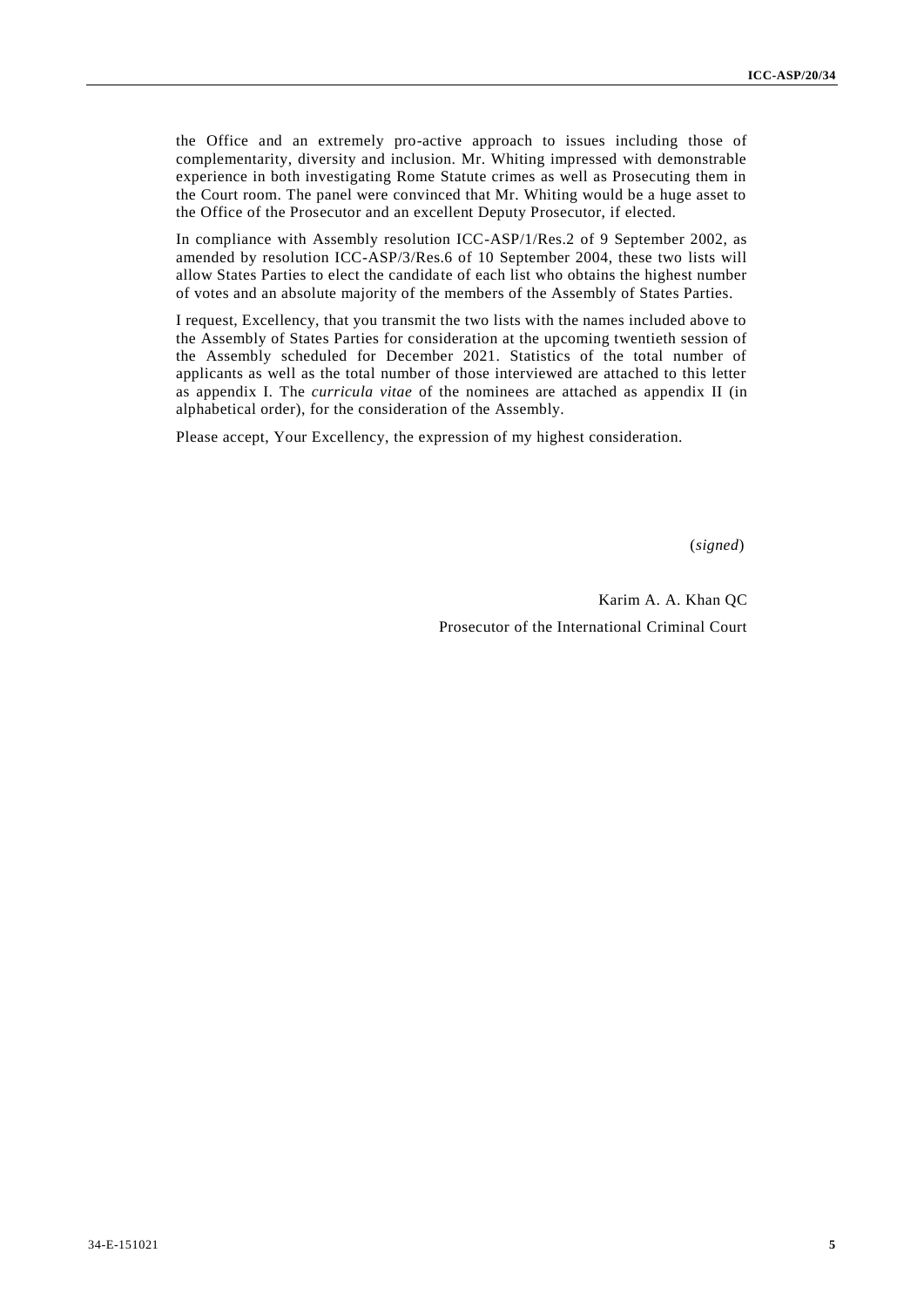the Office and an extremely pro-active approach to issues including those of complementarity, diversity and inclusion. Mr. Whiting impressed with demonstrable experience in both investigating Rome Statute crimes as well as Prosecuting them in the Court room. The panel were convinced that Mr. Whiting would be a huge asset to the Office of the Prosecutor and an excellent Deputy Prosecutor, if elected.

In compliance with Assembly resolution ICC-ASP/1/Res.2 of 9 September 2002, as amended by resolution ICC-ASP/3/Res.6 of 10 September 2004, these two lists will allow States Parties to elect the candidate of each list who obtains the highest number of votes and an absolute majority of the members of the Assembly of States Parties.

I request, Excellency, that you transmit the two lists with the names included above to the Assembly of States Parties for consideration at the upcoming twentieth session of the Assembly scheduled for December 2021. Statistics of the total number of applicants as well as the total number of those interviewed are attached to this letter as appendix I. The *curricula vitae* of the nominees are attached as appendix II (in alphabetical order), for the consideration of the Assembly.

Please accept, Your Excellency, the expression of my highest consideration.

(*signed*)

Karim A. A. Khan QC

Prosecutor of the International Criminal Court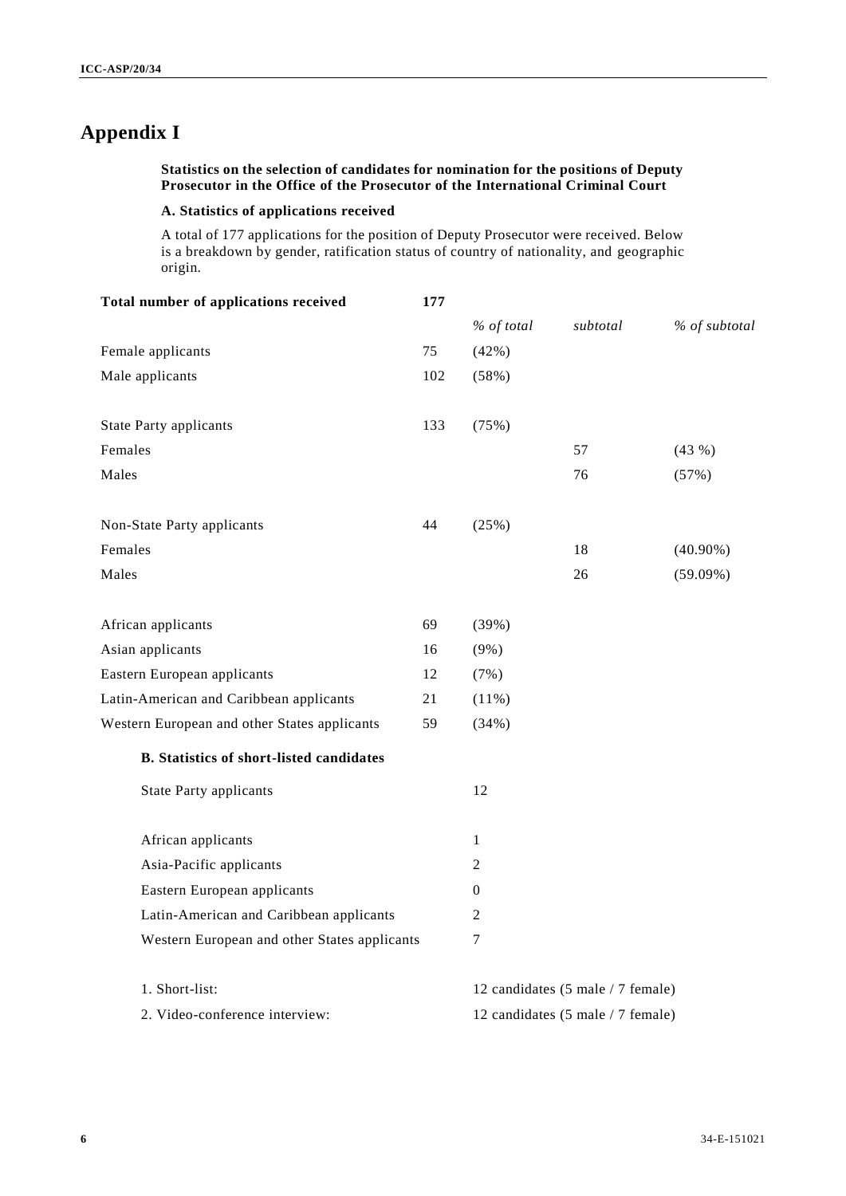# Appendix I

**Statistics on the selection of candidates for nomination for the positions of Deputy Prosecutor in the Office of the Prosecutor of the International Criminal Court**

**A. Statistics of applications received**

A total of 177 applications for the position of Deputy Prosecutor were received. Below is a breakdown by gender, ratification status of country of nationality, and geographic origin.

| **Total number of applications received** | **177** | | | |
|---|---|---|---|---|
| | | *% of total* | *subtotal* | *% of subtotal* |
| Female applicants | 75 | (42%) | | |
| Male applicants | 102 | (58%) | | |
| | | | | |
| State Party applicants | 133 | (75%) | | |
| Females | | | 57 | (43 %) |
| Males | | | 76 | (57%) |
| | | | | |
| Non-State Party applicants | 44 | (25%) | | |
| Females | | | 18 | (40.90%) |
| Males | | | 26 | (59.09%) |
| | | | | |
| African applicants | 69 | (39%) | | |
| Asian applicants | 16 | (9%) | | |
| Eastern European applicants | 12 | (7%) | | |
| Latin-American and Caribbean applicants | 21 | (11%) | | |
| Western European and other States applicants | 59 | (34%) | | |

**B. Statistics of short-listed candidates**

| | |
|---|---|
| State Party applicants | 12 |
| | |
| African applicants | 1 |
| Asia-Pacific applicants | 2 |
| Eastern European applicants | 0 |
| Latin-American and Caribbean applicants | 2 |
| Western European and other States applicants | 7 |
| | |
| 1. Short-list: | 12 candidates (5 male / 7 female) |
| 2. Video-conference interview: | 12 candidates (5 male / 7 female) |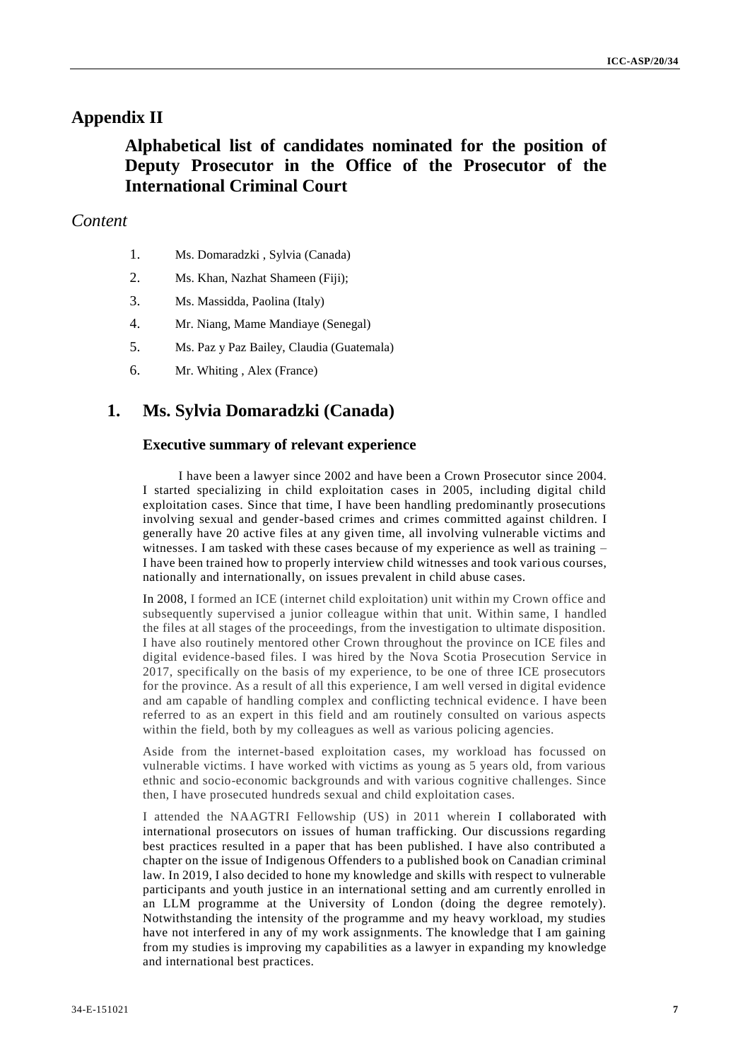# Appendix II

## Alphabetical list of candidates nominated for the position of Deputy Prosecutor in the Office of the Prosecutor of the International Criminal Court

### *Content*

1. Ms. Domaradzki , Sylvia (Canada)
2. Ms. Khan, Nazhat Shameen (Fiji);
3. Ms. Massidda, Paolina (Italy)
4. Mr. Niang, Mame Mandiaye (Senegal)
5. Ms. Paz y Paz Bailey, Claudia (Guatemala)
6. Mr. Whiting , Alex (France)

## 1. Ms. Sylvia Domaradzki (Canada)

### Executive summary of relevant experience

I have been a lawyer since 2002 and have been a Crown Prosecutor since 2004. I started specializing in child exploitation cases in 2005, including digital child exploitation cases. Since that time, I have been handling predominantly prosecutions involving sexual and gender-based crimes and crimes committed against children. I generally have 20 active files at any given time, all involving vulnerable victims and witnesses. I am tasked with these cases because of my experience as well as training – I have been trained how to properly interview child witnesses and took various courses, nationally and internationally, on issues prevalent in child abuse cases.

In 2008, I formed an ICE (internet child exploitation) unit within my Crown office and subsequently supervised a junior colleague within that unit. Within same, I handled the files at all stages of the proceedings, from the investigation to ultimate disposition. I have also routinely mentored other Crown throughout the province on ICE files and digital evidence-based files. I was hired by the Nova Scotia Prosecution Service in 2017, specifically on the basis of my experience, to be one of three ICE prosecutors for the province. As a result of all this experience, I am well versed in digital evidence and am capable of handling complex and conflicting technical evidence. I have been referred to as an expert in this field and am routinely consulted on various aspects within the field, both by my colleagues as well as various policing agencies.

Aside from the internet-based exploitation cases, my workload has focussed on vulnerable victims. I have worked with victims as young as 5 years old, from various ethnic and socio-economic backgrounds and with various cognitive challenges. Since then, I have prosecuted hundreds sexual and child exploitation cases.

I attended the NAAGTRI Fellowship (US) in 2011 wherein I collaborated with international prosecutors on issues of human trafficking. Our discussions regarding best practices resulted in a paper that has been published. I have also contributed a chapter on the issue of Indigenous Offenders to a published book on Canadian criminal law. In 2019, I also decided to hone my knowledge and skills with respect to vulnerable participants and youth justice in an international setting and am currently enrolled in an LLM programme at the University of London (doing the degree remotely). Notwithstanding the intensity of the programme and my heavy workload, my studies have not interfered in any of my work assignments. The knowledge that I am gaining from my studies is improving my capabilities as a lawyer in expanding my knowledge and international best practices.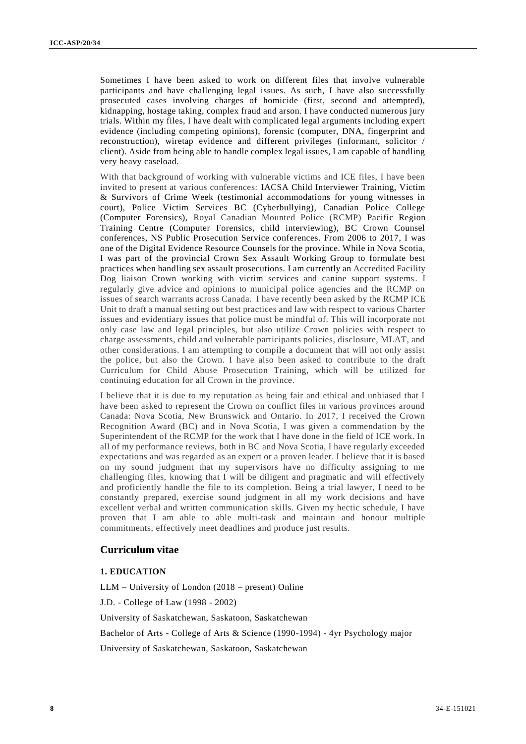Sometimes I have been asked to work on different files that involve vulnerable participants and have challenging legal issues. As such, I have also successfully prosecuted cases involving charges of homicide (first, second and attempted), kidnapping, hostage taking, complex fraud and arson. I have conducted numerous jury trials. Within my files, I have dealt with complicated legal arguments including expert evidence (including competing opinions), forensic (computer, DNA, fingerprint and reconstruction), wiretap evidence and different privileges (informant, solicitor / client). Aside from being able to handle complex legal issues, I am capable of handling very heavy caseload.

With that background of working with vulnerable victims and ICE files, I have been invited to present at various conferences: IACSA Child Interviewer Training, Victim & Survivors of Crime Week (testimonial accommodations for young witnesses in court), Police Victim Services BC (Cyberbullying), Canadian Police College (Computer Forensics), Royal Canadian Mounted Police (RCMP) Pacific Region Training Centre (Computer Forensics, child interviewing), BC Crown Counsel conferences, NS Public Prosecution Service conferences. From 2006 to 2017, I was one of the Digital Evidence Resource Counsels for the province. While in Nova Scotia, I was part of the provincial Crown Sex Assault Working Group to formulate best practices when handling sex assault prosecutions. I am currently an Accredited Facility Dog liaison Crown working with victim services and canine support systems. I regularly give advice and opinions to municipal police agencies and the RCMP on issues of search warrants across Canada. I have recently been asked by the RCMP ICE Unit to draft a manual setting out best practices and law with respect to various Charter issues and evidentiary issues that police must be mindful of. This will incorporate not only case law and legal principles, but also utilize Crown policies with respect to charge assessments, child and vulnerable participants policies, disclosure, MLAT, and other considerations. I am attempting to compile a document that will not only assist the police, but also the Crown. I have also been asked to contribute to the draft Curriculum for Child Abuse Prosecution Training, which will be utilized for continuing education for all Crown in the province.

I believe that it is due to my reputation as being fair and ethical and unbiased that I have been asked to represent the Crown on conflict files in various provinces around Canada: Nova Scotia, New Brunswick and Ontario. In 2017, I received the Crown Recognition Award (BC) and in Nova Scotia, I was given a commendation by the Superintendent of the RCMP for the work that I have done in the field of ICE work. In all of my performance reviews, both in BC and Nova Scotia, I have regularly exceeded expectations and was regarded as an expert or a proven leader. I believe that it is based on my sound judgment that my supervisors have no difficulty assigning to me challenging files, knowing that I will be diligent and pragmatic and will effectively and proficiently handle the file to its completion. Being a trial lawyer, I need to be constantly prepared, exercise sound judgment in all my work decisions and have excellent verbal and written communication skills. Given my hectic schedule, I have proven that I am able to able multi-task and maintain and honour multiple commitments, effectively meet deadlines and produce just results.

## Curriculum vitae

### 1. EDUCATION

LLM – University of London (2018 – present) Online

J.D. - College of Law (1998 - 2002)

University of Saskatchewan, Saskatoon, Saskatchewan

Bachelor of Arts - College of Arts & Science (1990-1994) - 4yr Psychology major

University of Saskatchewan, Saskatoon, Saskatchewan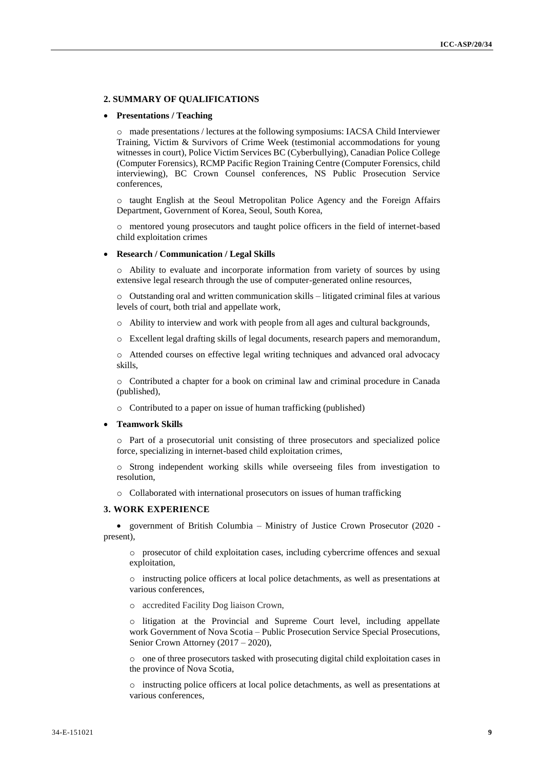### 2. SUMMARY OF QUALIFICATIONS

- **Presentations / Teaching**

  - made presentations / lectures at the following symposiums: IACSA Child Interviewer Training, Victim & Survivors of Crime Week (testimonial accommodations for young witnesses in court), Police Victim Services BC (Cyberbullying), Canadian Police College (Computer Forensics), RCMP Pacific Region Training Centre (Computer Forensics, child interviewing), BC Crown Counsel conferences, NS Public Prosecution Service conferences,

  - taught English at the Seoul Metropolitan Police Agency and the Foreign Affairs Department, Government of Korea, Seoul, South Korea,

  - mentored young prosecutors and taught police officers in the field of internet-based child exploitation crimes

- **Research / Communication / Legal Skills**

  - Ability to evaluate and incorporate information from variety of sources by using extensive legal research through the use of computer-generated online resources,

  - Outstanding oral and written communication skills – litigated criminal files at various levels of court, both trial and appellate work,

  - Ability to interview and work with people from all ages and cultural backgrounds,

  - Excellent legal drafting skills of legal documents, research papers and memorandum,

  - Attended courses on effective legal writing techniques and advanced oral advocacy skills,

  - Contributed a chapter for a book on criminal law and criminal procedure in Canada (published),

  - Contributed to a paper on issue of human trafficking (published)

- **Teamwork Skills**

  - Part of a prosecutorial unit consisting of three prosecutors and specialized police force, specializing in internet-based child exploitation crimes,

  - Strong independent working skills while overseeing files from investigation to resolution,

  - Collaborated with international prosecutors on issues of human trafficking

### 3. WORK EXPERIENCE

- government of British Columbia – Ministry of Justice Crown Prosecutor (2020 - present),

  - prosecutor of child exploitation cases, including cybercrime offences and sexual exploitation,

  - instructing police officers at local police detachments, as well as presentations at various conferences,

  - accredited Facility Dog liaison Crown,

  - litigation at the Provincial and Supreme Court level, including appellate work Government of Nova Scotia – Public Prosecution Service Special Prosecutions, Senior Crown Attorney (2017 – 2020),

  - one of three prosecutors tasked with prosecuting digital child exploitation cases in the province of Nova Scotia,

  - instructing police officers at local police detachments, as well as presentations at various conferences,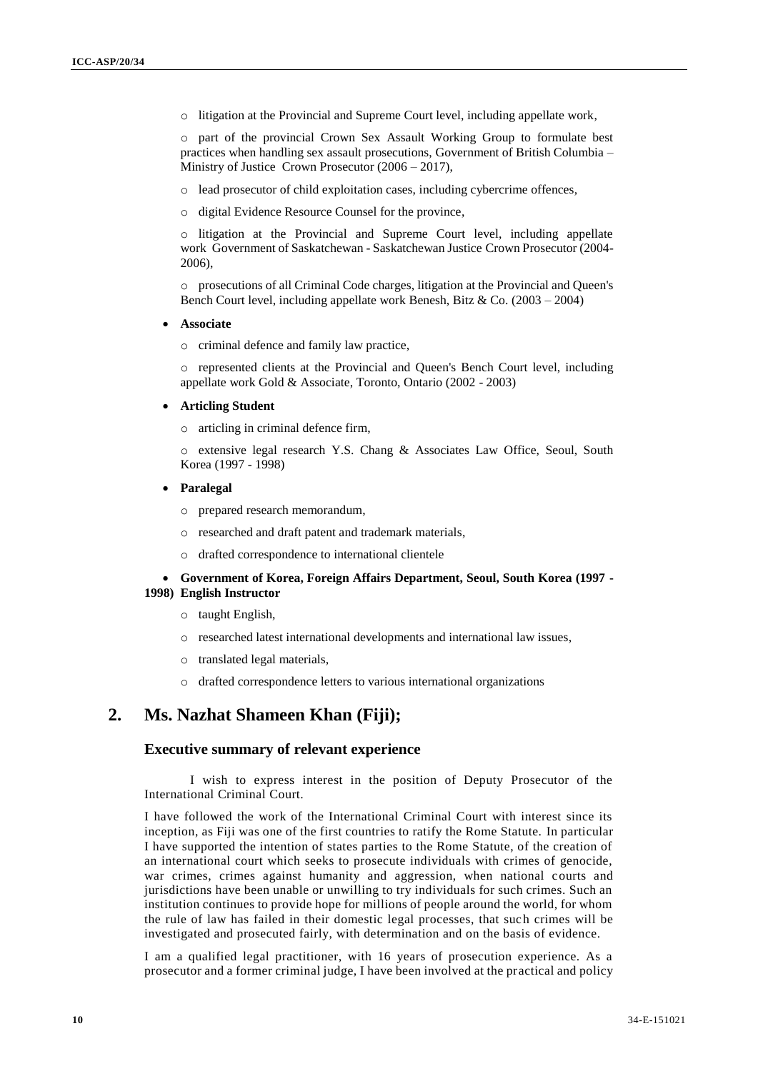- litigation at the Provincial and Supreme Court level, including appellate work,

- part of the provincial Crown Sex Assault Working Group to formulate best practices when handling sex assault prosecutions, Government of British Columbia – Ministry of Justice Crown Prosecutor (2006 – 2017),

- lead prosecutor of child exploitation cases, including cybercrime offences,

- digital Evidence Resource Counsel for the province,

- litigation at the Provincial and Supreme Court level, including appellate work Government of Saskatchewan - Saskatchewan Justice Crown Prosecutor (2004-2006),

- prosecutions of all Criminal Code charges, litigation at the Provincial and Queen's Bench Court level, including appellate work Benesh, Bitz & Co. (2003 – 2004)

- **Associate**

  - criminal defence and family law practice,

  - represented clients at the Provincial and Queen's Bench Court level, including appellate work Gold & Associate, Toronto, Ontario (2002 - 2003)

- **Articling Student**

  - articling in criminal defence firm,

  - extensive legal research Y.S. Chang & Associates Law Office, Seoul, South Korea (1997 - 1998)

- **Paralegal**

  - prepared research memorandum,

  - researched and draft patent and trademark materials,

  - drafted correspondence to international clientele

- **Government of Korea, Foreign Affairs Department, Seoul, South Korea (1997 - 1998) English Instructor**

  - taught English,

  - researched latest international developments and international law issues,

  - translated legal materials,

  - drafted correspondence letters to various international organizations

## 2. Ms. Nazhat Shameen Khan (Fiji);

### Executive summary of relevant experience

I wish to express interest in the position of Deputy Prosecutor of the International Criminal Court.

I have followed the work of the International Criminal Court with interest since its inception, as Fiji was one of the first countries to ratify the Rome Statute. In particular I have supported the intention of states parties to the Rome Statute, of the creation of an international court which seeks to prosecute individuals with crimes of genocide, war crimes, crimes against humanity and aggression, when national courts and jurisdictions have been unable or unwilling to try individuals for such crimes. Such an institution continues to provide hope for millions of people around the world, for whom the rule of law has failed in their domestic legal processes, that such crimes will be investigated and prosecuted fairly, with determination and on the basis of evidence.

I am a qualified legal practitioner, with 16 years of prosecution experience. As a prosecutor and a former criminal judge, I have been involved at the practical and policy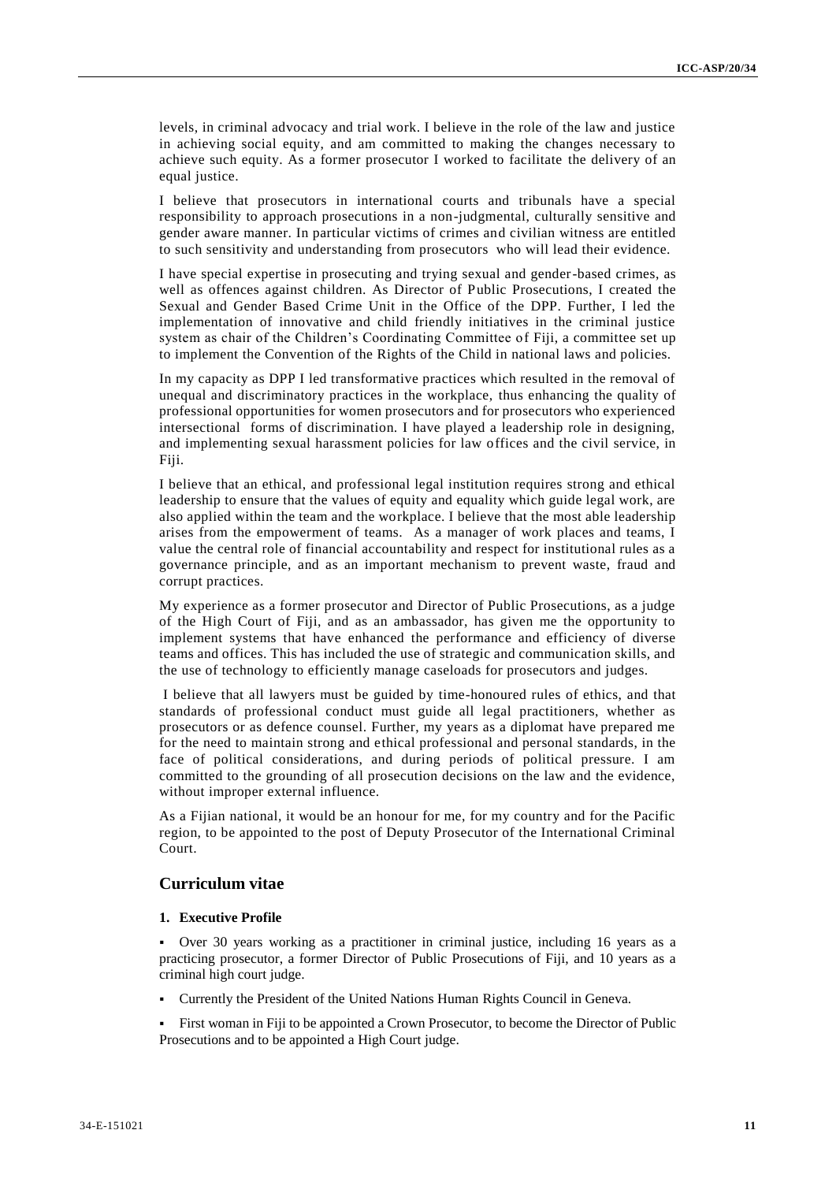levels, in criminal advocacy and trial work. I believe in the role of the law and justice in achieving social equity, and am committed to making the changes necessary to achieve such equity. As a former prosecutor I worked to facilitate the delivery of an equal justice.

I believe that prosecutors in international courts and tribunals have a special responsibility to approach prosecutions in a non-judgmental, culturally sensitive and gender aware manner. In particular victims of crimes and civilian witness are entitled to such sensitivity and understanding from prosecutors who will lead their evidence.

I have special expertise in prosecuting and trying sexual and gender-based crimes, as well as offences against children. As Director of Public Prosecutions, I created the Sexual and Gender Based Crime Unit in the Office of the DPP. Further, I led the implementation of innovative and child friendly initiatives in the criminal justice system as chair of the Children's Coordinating Committee of Fiji, a committee set up to implement the Convention of the Rights of the Child in national laws and policies.

In my capacity as DPP I led transformative practices which resulted in the removal of unequal and discriminatory practices in the workplace, thus enhancing the quality of professional opportunities for women prosecutors and for prosecutors who experienced intersectional forms of discrimination. I have played a leadership role in designing, and implementing sexual harassment policies for law offices and the civil service, in Fiji.

I believe that an ethical, and professional legal institution requires strong and ethical leadership to ensure that the values of equity and equality which guide legal work, are also applied within the team and the workplace. I believe that the most able leadership arises from the empowerment of teams. As a manager of work places and teams, I value the central role of financial accountability and respect for institutional rules as a governance principle, and as an important mechanism to prevent waste, fraud and corrupt practices.

My experience as a former prosecutor and Director of Public Prosecutions, as a judge of the High Court of Fiji, and as an ambassador, has given me the opportunity to implement systems that have enhanced the performance and efficiency of diverse teams and offices. This has included the use of strategic and communication skills, and the use of technology to efficiently manage caseloads for prosecutors and judges.

I believe that all lawyers must be guided by time-honoured rules of ethics, and that standards of professional conduct must guide all legal practitioners, whether as prosecutors or as defence counsel. Further, my years as a diplomat have prepared me for the need to maintain strong and ethical professional and personal standards, in the face of political considerations, and during periods of political pressure. I am committed to the grounding of all prosecution decisions on the law and the evidence, without improper external influence.

As a Fijian national, it would be an honour for me, for my country and for the Pacific region, to be appointed to the post of Deputy Prosecutor of the International Criminal Court.

## Curriculum vitae

### 1. Executive Profile

- Over 30 years working as a practitioner in criminal justice, including 16 years as a practicing prosecutor, a former Director of Public Prosecutions of Fiji, and 10 years as a criminal high court judge.
- Currently the President of the United Nations Human Rights Council in Geneva.
- First woman in Fiji to be appointed a Crown Prosecutor, to become the Director of Public Prosecutions and to be appointed a High Court judge.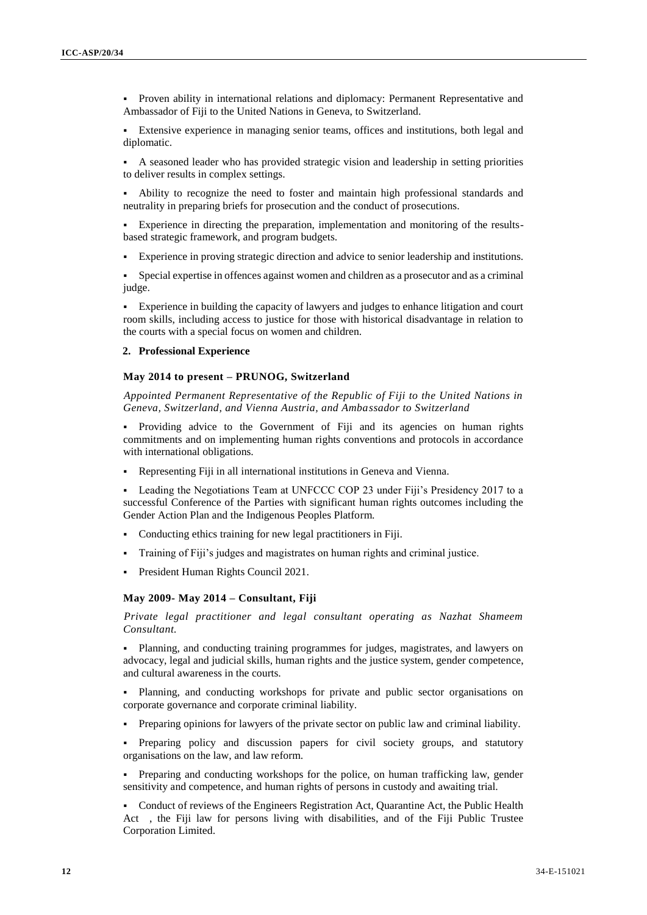- Proven ability in international relations and diplomacy: Permanent Representative and Ambassador of Fiji to the United Nations in Geneva, to Switzerland.
- Extensive experience in managing senior teams, offices and institutions, both legal and diplomatic.
- A seasoned leader who has provided strategic vision and leadership in setting priorities to deliver results in complex settings.
- Ability to recognize the need to foster and maintain high professional standards and neutrality in preparing briefs for prosecution and the conduct of prosecutions.
- Experience in directing the preparation, implementation and monitoring of the results-based strategic framework, and program budgets.
- Experience in proving strategic direction and advice to senior leadership and institutions.
- Special expertise in offences against women and children as a prosecutor and as a criminal judge.
- Experience in building the capacity of lawyers and judges to enhance litigation and court room skills, including access to justice for those with historical disadvantage in relation to the courts with a special focus on women and children.

**2. Professional Experience**

**May 2014 to present – PRUNOG, Switzerland**

*Appointed Permanent Representative of the Republic of Fiji to the United Nations in Geneva, Switzerland, and Vienna Austria, and Ambassador to Switzerland*

- Providing advice to the Government of Fiji and its agencies on human rights commitments and on implementing human rights conventions and protocols in accordance with international obligations.
- Representing Fiji in all international institutions in Geneva and Vienna.
- Leading the Negotiations Team at UNFCCC COP 23 under Fiji's Presidency 2017 to a successful Conference of the Parties with significant human rights outcomes including the Gender Action Plan and the Indigenous Peoples Platform.
- Conducting ethics training for new legal practitioners in Fiji.
- Training of Fiji's judges and magistrates on human rights and criminal justice.
- President Human Rights Council 2021.

**May 2009- May 2014 – Consultant, Fiji**

*Private legal practitioner and legal consultant operating as Nazhat Shameem Consultant.*

- Planning, and conducting training programmes for judges, magistrates, and lawyers on advocacy, legal and judicial skills, human rights and the justice system, gender competence, and cultural awareness in the courts.
- Planning, and conducting workshops for private and public sector organisations on corporate governance and corporate criminal liability.
- Preparing opinions for lawyers of the private sector on public law and criminal liability.
- Preparing policy and discussion papers for civil society groups, and statutory organisations on the law, and law reform.
- Preparing and conducting workshops for the police, on human trafficking law, gender sensitivity and competence, and human rights of persons in custody and awaiting trial.
- Conduct of reviews of the Engineers Registration Act, Quarantine Act, the Public Health Act , the Fiji law for persons living with disabilities, and of the Fiji Public Trustee Corporation Limited.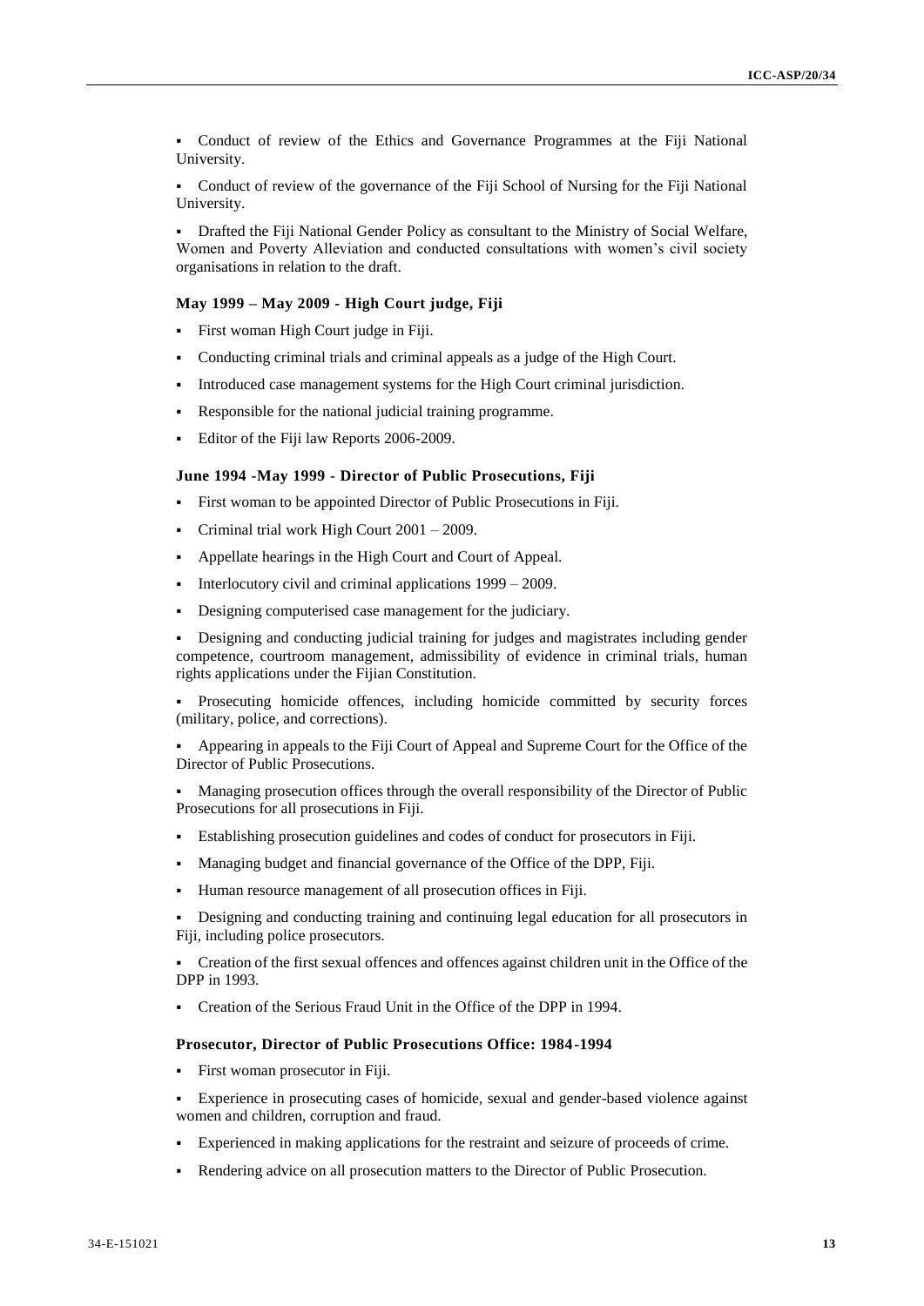- Conduct of review of the Ethics and Governance Programmes at the Fiji National University.

- Conduct of review of the governance of the Fiji School of Nursing for the Fiji National University.

- Drafted the Fiji National Gender Policy as consultant to the Ministry of Social Welfare, Women and Poverty Alleviation and conducted consultations with women's civil society organisations in relation to the draft.

#### May 1999 – May 2009 - High Court judge, Fiji

- First woman High Court judge in Fiji.
- Conducting criminal trials and criminal appeals as a judge of the High Court.
- Introduced case management systems for the High Court criminal jurisdiction.
- Responsible for the national judicial training programme.
- Editor of the Fiji law Reports 2006-2009.

#### June 1994 -May 1999 - Director of Public Prosecutions, Fiji

- First woman to be appointed Director of Public Prosecutions in Fiji.
- Criminal trial work High Court 2001 – 2009.
- Appellate hearings in the High Court and Court of Appeal.
- Interlocutory civil and criminal applications 1999 – 2009.
- Designing computerised case management for the judiciary.
- Designing and conducting judicial training for judges and magistrates including gender competence, courtroom management, admissibility of evidence in criminal trials, human rights applications under the Fijian Constitution.
- Prosecuting homicide offences, including homicide committed by security forces (military, police, and corrections).
- Appearing in appeals to the Fiji Court of Appeal and Supreme Court for the Office of the Director of Public Prosecutions.
- Managing prosecution offices through the overall responsibility of the Director of Public Prosecutions for all prosecutions in Fiji.
- Establishing prosecution guidelines and codes of conduct for prosecutors in Fiji.
- Managing budget and financial governance of the Office of the DPP, Fiji.
- Human resource management of all prosecution offices in Fiji.
- Designing and conducting training and continuing legal education for all prosecutors in Fiji, including police prosecutors.
- Creation of the first sexual offences and offences against children unit in the Office of the DPP in 1993.
- Creation of the Serious Fraud Unit in the Office of the DPP in 1994.

#### Prosecutor, Director of Public Prosecutions Office: 1984-1994

- First woman prosecutor in Fiji.
- Experience in prosecuting cases of homicide, sexual and gender-based violence against women and children, corruption and fraud.
- Experienced in making applications for the restraint and seizure of proceeds of crime.
- Rendering advice on all prosecution matters to the Director of Public Prosecution.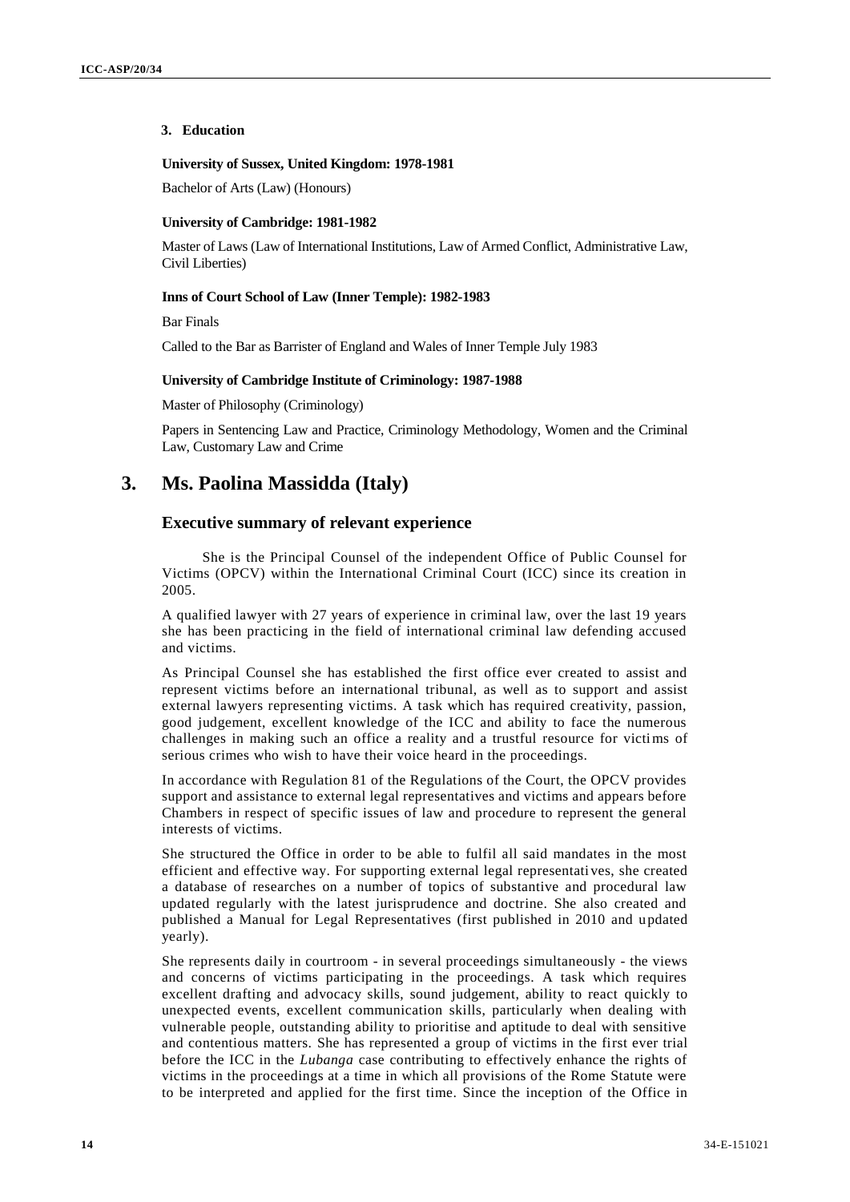### 3. Education

**University of Sussex, United Kingdom: 1978-1981**

Bachelor of Arts (Law) (Honours)

**University of Cambridge: 1981-1982**

Master of Laws (Law of International Institutions, Law of Armed Conflict, Administrative Law, Civil Liberties)

**Inns of Court School of Law (Inner Temple): 1982-1983**

Bar Finals

Called to the Bar as Barrister of England and Wales of Inner Temple July 1983

**University of Cambridge Institute of Criminology: 1987-1988**

Master of Philosophy (Criminology)

Papers in Sentencing Law and Practice, Criminology Methodology, Women and the Criminal Law, Customary Law and Crime

# 3. Ms. Paolina Massidda (Italy)

## Executive summary of relevant experience

She is the Principal Counsel of the independent Office of Public Counsel for Victims (OPCV) within the International Criminal Court (ICC) since its creation in 2005.

A qualified lawyer with 27 years of experience in criminal law, over the last 19 years she has been practicing in the field of international criminal law defending accused and victims.

As Principal Counsel she has established the first office ever created to assist and represent victims before an international tribunal, as well as to support and assist external lawyers representing victims. A task which has required creativity, passion, good judgement, excellent knowledge of the ICC and ability to face the numerous challenges in making such an office a reality and a trustful resource for victims of serious crimes who wish to have their voice heard in the proceedings.

In accordance with Regulation 81 of the Regulations of the Court, the OPCV provides support and assistance to external legal representatives and victims and appears before Chambers in respect of specific issues of law and procedure to represent the general interests of victims.

She structured the Office in order to be able to fulfil all said mandates in the most efficient and effective way. For supporting external legal representatives, she created a database of researches on a number of topics of substantive and procedural law updated regularly with the latest jurisprudence and doctrine. She also created and published a Manual for Legal Representatives (first published in 2010 and updated yearly).

She represents daily in courtroom - in several proceedings simultaneously - the views and concerns of victims participating in the proceedings. A task which requires excellent drafting and advocacy skills, sound judgement, ability to react quickly to unexpected events, excellent communication skills, particularly when dealing with vulnerable people, outstanding ability to prioritise and aptitude to deal with sensitive and contentious matters. She has represented a group of victims in the first ever trial before the ICC in the *Lubanga* case contributing to effectively enhance the rights of victims in the proceedings at a time in which all provisions of the Rome Statute were to be interpreted and applied for the first time. Since the inception of the Office in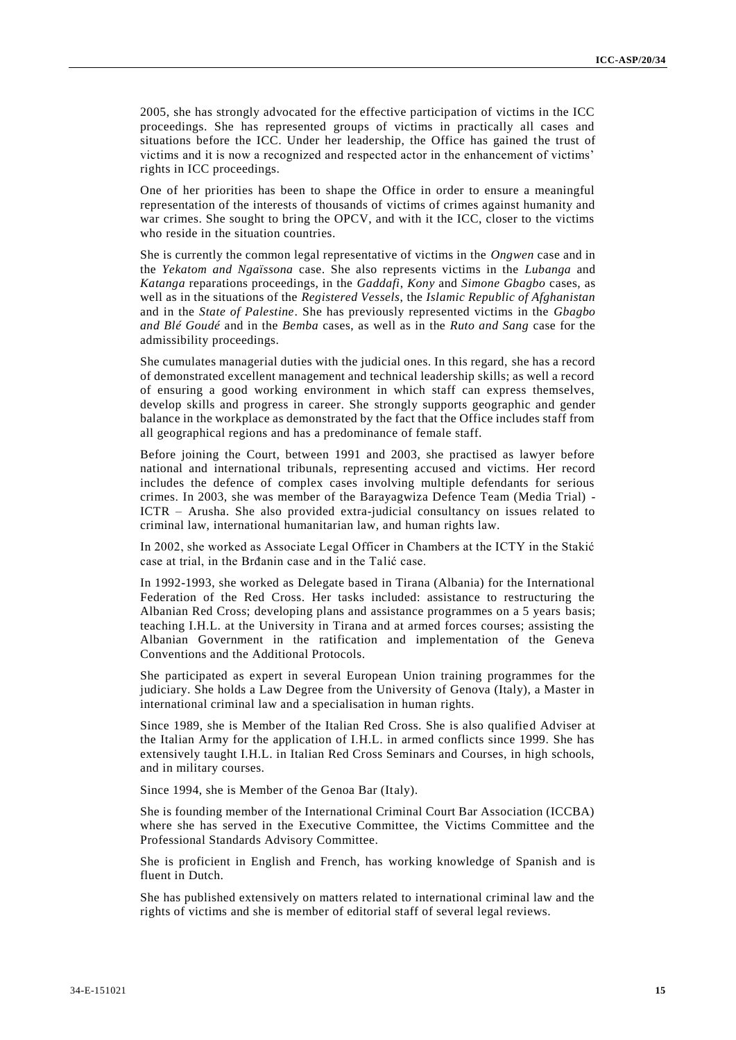2005, she has strongly advocated for the effective participation of victims in the ICC proceedings. She has represented groups of victims in practically all cases and situations before the ICC. Under her leadership, the Office has gained the trust of victims and it is now a recognized and respected actor in the enhancement of victims' rights in ICC proceedings.

One of her priorities has been to shape the Office in order to ensure a meaningful representation of the interests of thousands of victims of crimes against humanity and war crimes. She sought to bring the OPCV, and with it the ICC, closer to the victims who reside in the situation countries.

She is currently the common legal representative of victims in the *Ongwen* case and in the *Yekatom and Ngaïssona* case. She also represents victims in the *Lubanga* and *Katanga* reparations proceedings, in the *Gaddafi*, *Kony* and *Simone Gbagbo* cases, as well as in the situations of the *Registered Vessels*, the *Islamic Republic of Afghanistan* and in the *State of Palestine*. She has previously represented victims in the *Gbagbo and Blé Goudé* and in the *Bemba* cases, as well as in the *Ruto and Sang* case for the admissibility proceedings.

She cumulates managerial duties with the judicial ones. In this regard, she has a record of demonstrated excellent management and technical leadership skills; as well a record of ensuring a good working environment in which staff can express themselves, develop skills and progress in career. She strongly supports geographic and gender balance in the workplace as demonstrated by the fact that the Office includes staff from all geographical regions and has a predominance of female staff.

Before joining the Court, between 1991 and 2003, she practised as lawyer before national and international tribunals, representing accused and victims. Her record includes the defence of complex cases involving multiple defendants for serious crimes. In 2003, she was member of the Barayagwiza Defence Team (Media Trial) - ICTR – Arusha. She also provided extra-judicial consultancy on issues related to criminal law, international humanitarian law, and human rights law.

In 2002, she worked as Associate Legal Officer in Chambers at the ICTY in the Stakić case at trial, in the Brđanin case and in the Talić case.

In 1992-1993, she worked as Delegate based in Tirana (Albania) for the International Federation of the Red Cross. Her tasks included: assistance to restructuring the Albanian Red Cross; developing plans and assistance programmes on a 5 years basis; teaching I.H.L. at the University in Tirana and at armed forces courses; assisting the Albanian Government in the ratification and implementation of the Geneva Conventions and the Additional Protocols.

She participated as expert in several European Union training programmes for the judiciary. She holds a Law Degree from the University of Genova (Italy), a Master in international criminal law and a specialisation in human rights.

Since 1989, she is Member of the Italian Red Cross. She is also qualified Adviser at the Italian Army for the application of I.H.L. in armed conflicts since 1999. She has extensively taught I.H.L. in Italian Red Cross Seminars and Courses, in high schools, and in military courses.

Since 1994, she is Member of the Genoa Bar (Italy).

She is founding member of the International Criminal Court Bar Association (ICCBA) where she has served in the Executive Committee, the Victims Committee and the Professional Standards Advisory Committee.

She is proficient in English and French, has working knowledge of Spanish and is fluent in Dutch.

She has published extensively on matters related to international criminal law and the rights of victims and she is member of editorial staff of several legal reviews.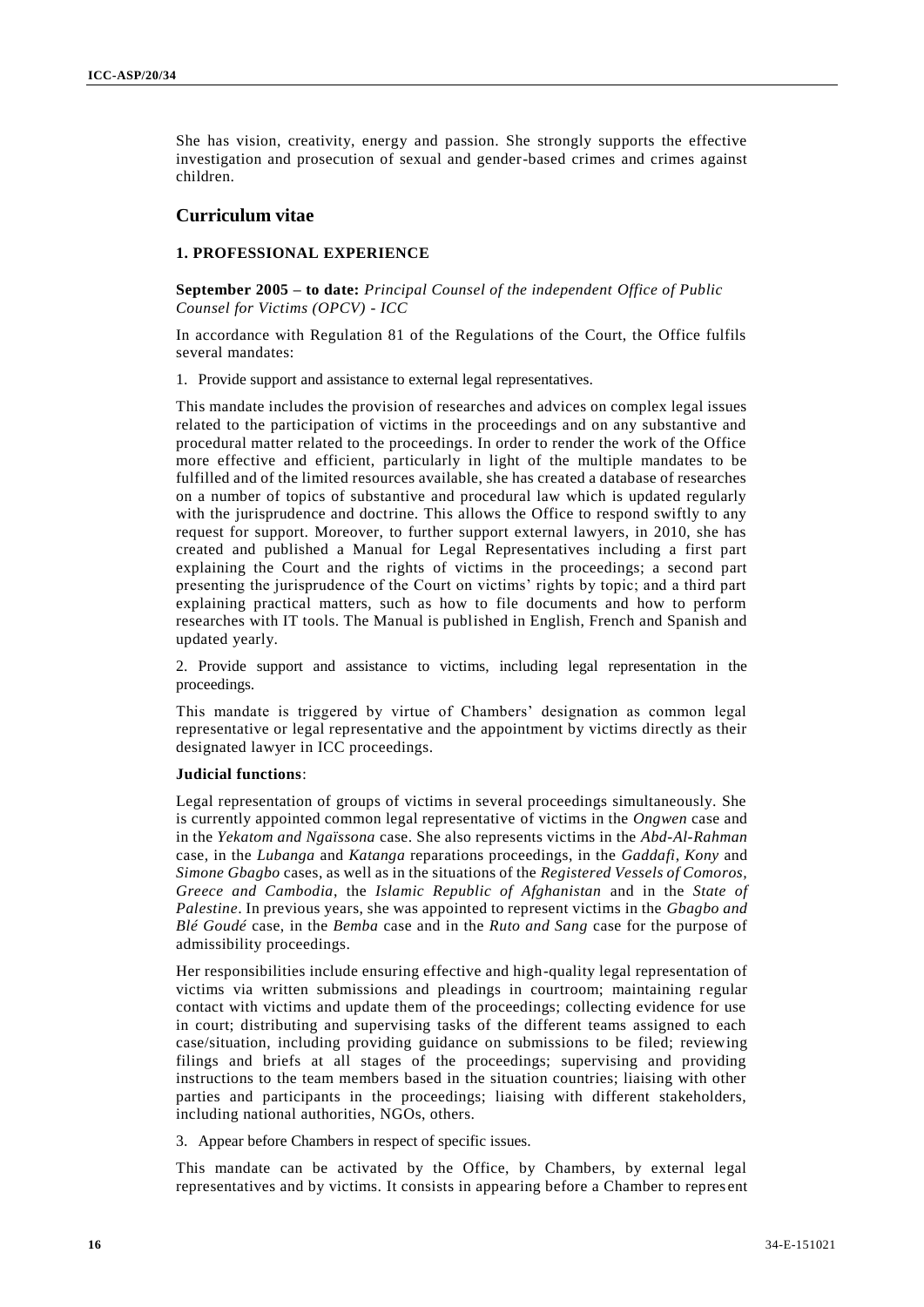She has vision, creativity, energy and passion. She strongly supports the effective investigation and prosecution of sexual and gender-based crimes and crimes against children.

## Curriculum vitae

### 1. PROFESSIONAL EXPERIENCE

**September 2005 – to date:** *Principal Counsel of the independent Office of Public Counsel for Victims (OPCV) - ICC*

In accordance with Regulation 81 of the Regulations of the Court, the Office fulfils several mandates:

1. Provide support and assistance to external legal representatives.

This mandate includes the provision of researches and advices on complex legal issues related to the participation of victims in the proceedings and on any substantive and procedural matter related to the proceedings. In order to render the work of the Office more effective and efficient, particularly in light of the multiple mandates to be fulfilled and of the limited resources available, she has created a database of researches on a number of topics of substantive and procedural law which is updated regularly with the jurisprudence and doctrine. This allows the Office to respond swiftly to any request for support. Moreover, to further support external lawyers, in 2010, she has created and published a Manual for Legal Representatives including a first part explaining the Court and the rights of victims in the proceedings; a second part presenting the jurisprudence of the Court on victims' rights by topic; and a third part explaining practical matters, such as how to file documents and how to perform researches with IT tools. The Manual is published in English, French and Spanish and updated yearly.

2. Provide support and assistance to victims, including legal representation in the proceedings.

This mandate is triggered by virtue of Chambers' designation as common legal representative or legal representative and the appointment by victims directly as their designated lawyer in ICC proceedings.

**Judicial functions**:

Legal representation of groups of victims in several proceedings simultaneously. She is currently appointed common legal representative of victims in the *Ongwen* case and in the *Yekatom and Ngaïssona* case. She also represents victims in the *Abd-Al-Rahman* case, in the *Lubanga* and *Katanga* reparations proceedings, in the *Gaddafi*, *Kony* and *Simone Gbagbo* cases, as well as in the situations of the *Registered Vessels of Comoros, Greece and Cambodia*, the *Islamic Republic of Afghanistan* and in the *State of Palestine*. In previous years, she was appointed to represent victims in the *Gbagbo and Blé Goudé* case, in the *Bemba* case and in the *Ruto and Sang* case for the purpose of admissibility proceedings.

Her responsibilities include ensuring effective and high-quality legal representation of victims via written submissions and pleadings in courtroom; maintaining regular contact with victims and update them of the proceedings; collecting evidence for use in court; distributing and supervising tasks of the different teams assigned to each case/situation, including providing guidance on submissions to be filed; reviewing filings and briefs at all stages of the proceedings; supervising and providing instructions to the team members based in the situation countries; liaising with other parties and participants in the proceedings; liaising with different stakeholders, including national authorities, NGOs, others.

3. Appear before Chambers in respect of specific issues.

This mandate can be activated by the Office, by Chambers, by external legal representatives and by victims. It consists in appearing before a Chamber to represent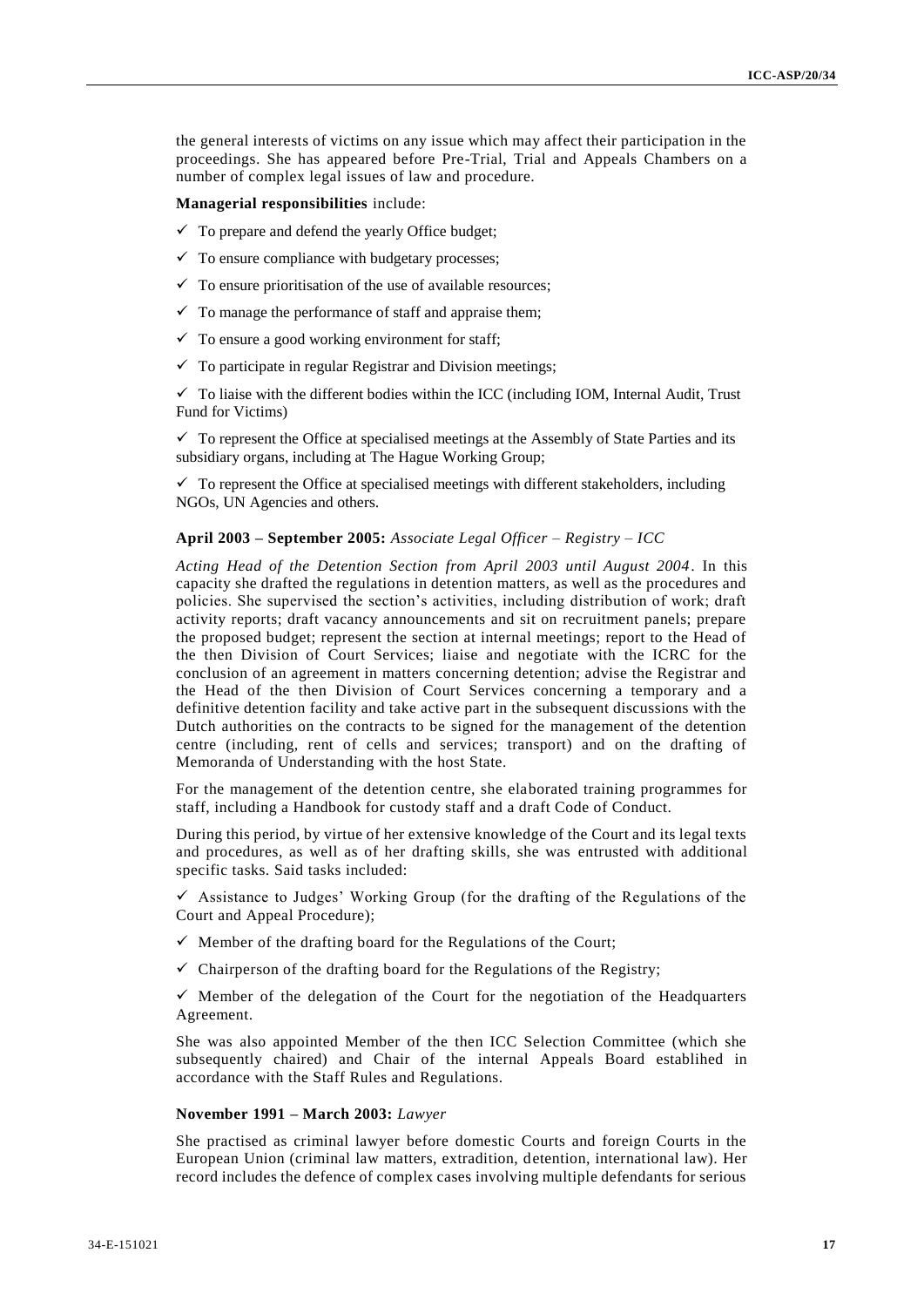the general interests of victims on any issue which may affect their participation in the proceedings. She has appeared before Pre-Trial, Trial and Appeals Chambers on a number of complex legal issues of law and procedure.

**Managerial responsibilities** include:

- ✓ To prepare and defend the yearly Office budget;
- ✓ To ensure compliance with budgetary processes;
- ✓ To ensure prioritisation of the use of available resources;
- ✓ To manage the performance of staff and appraise them;
- ✓ To ensure a good working environment for staff;
- ✓ To participate in regular Registrar and Division meetings;
- ✓ To liaise with the different bodies within the ICC (including IOM, Internal Audit, Trust Fund for Victims)
- ✓ To represent the Office at specialised meetings at the Assembly of State Parties and its subsidiary organs, including at The Hague Working Group;
- ✓ To represent the Office at specialised meetings with different stakeholders, including NGOs, UN Agencies and others.

**April 2003 – September 2005:** *Associate Legal Officer – Registry – ICC*

*Acting Head of the Detention Section from April 2003 until August 2004*. In this capacity she drafted the regulations in detention matters, as well as the procedures and policies. She supervised the section's activities, including distribution of work; draft activity reports; draft vacancy announcements and sit on recruitment panels; prepare the proposed budget; represent the section at internal meetings; report to the Head of the then Division of Court Services; liaise and negotiate with the ICRC for the conclusion of an agreement in matters concerning detention; advise the Registrar and the Head of the then Division of Court Services concerning a temporary and a definitive detention facility and take active part in the subsequent discussions with the Dutch authorities on the contracts to be signed for the management of the detention centre (including, rent of cells and services; transport) and on the drafting of Memoranda of Understanding with the host State.

For the management of the detention centre, she elaborated training programmes for staff, including a Handbook for custody staff and a draft Code of Conduct.

During this period, by virtue of her extensive knowledge of the Court and its legal texts and procedures, as well as of her drafting skills, she was entrusted with additional specific tasks. Said tasks included:

- ✓ Assistance to Judges' Working Group (for the drafting of the Regulations of the Court and Appeal Procedure);
- ✓ Member of the drafting board for the Regulations of the Court;
- ✓ Chairperson of the drafting board for the Regulations of the Registry;
- ✓ Member of the delegation of the Court for the negotiation of the Headquarters Agreement.

She was also appointed Member of the then ICC Selection Committee (which she subsequently chaired) and Chair of the internal Appeals Board establihed in accordance with the Staff Rules and Regulations.

**November 1991 – March 2003:** *Lawyer*

She practised as criminal lawyer before domestic Courts and foreign Courts in the European Union (criminal law matters, extradition, detention, international law). Her record includes the defence of complex cases involving multiple defendants for serious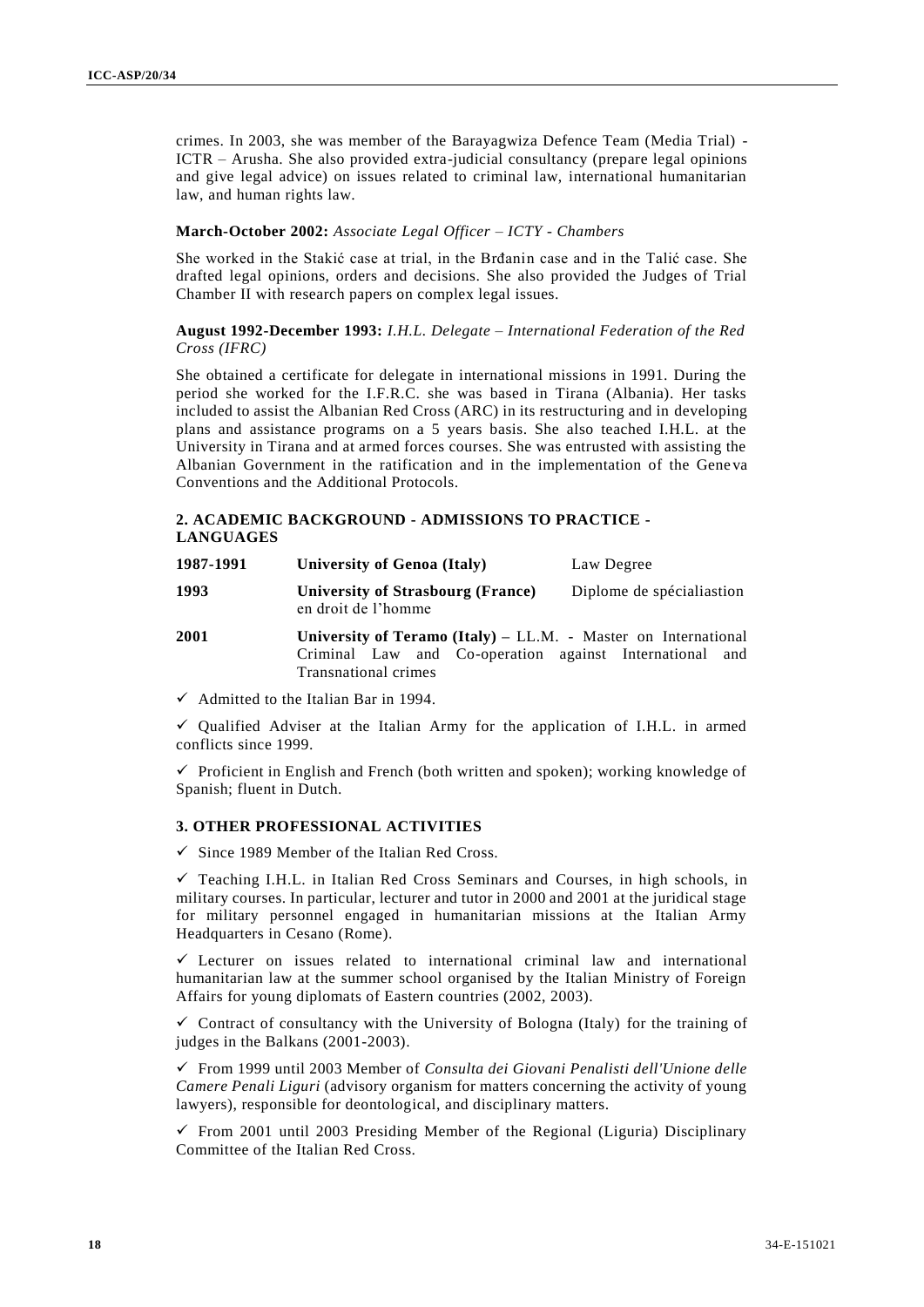crimes. In 2003, she was member of the Barayagwiza Defence Team (Media Trial) - ICTR – Arusha. She also provided extra-judicial consultancy (prepare legal opinions and give legal advice) on issues related to criminal law, international humanitarian law, and human rights law.

**March-October 2002:** *Associate Legal Officer – ICTY - Chambers*

She worked in the Stakić case at trial, in the Brđanin case and in the Talić case. She drafted legal opinions, orders and decisions. She also provided the Judges of Trial Chamber II with research papers on complex legal issues.

**August 1992-December 1993:** *I.H.L. Delegate – International Federation of the Red Cross (IFRC)*

She obtained a certificate for delegate in international missions in 1991. During the period she worked for the I.F.R.C. she was based in Tirana (Albania). Her tasks included to assist the Albanian Red Cross (ARC) in its restructuring and in developing plans and assistance programs on a 5 years basis. She also teached I.H.L. at the University in Tirana and at armed forces courses. She was entrusted with assisting the Albanian Government in the ratification and in the implementation of the Geneva Conventions and the Additional Protocols.

### 2. ACADEMIC BACKGROUND - ADMISSIONS TO PRACTICE - LANGUAGES

| | | |
|---|---|---|
| **1987-1991** | **University of Genoa (Italy)** | Law Degree |
| **1993** | **University of Strasbourg (France)** en droit de l'homme | Diplome de spécialiastion |
| **2001** | **University of Teramo (Italy) –** LL.M. - Master on International Criminal Law and Co-operation against International and Transnational crimes | |

✓ Admitted to the Italian Bar in 1994.

✓ Qualified Adviser at the Italian Army for the application of I.H.L. in armed conflicts since 1999.

✓ Proficient in English and French (both written and spoken); working knowledge of Spanish; fluent in Dutch.

### 3. OTHER PROFESSIONAL ACTIVITIES

✓ Since 1989 Member of the Italian Red Cross.

✓ Teaching I.H.L. in Italian Red Cross Seminars and Courses, in high schools, in military courses. In particular, lecturer and tutor in 2000 and 2001 at the juridical stage for military personnel engaged in humanitarian missions at the Italian Army Headquarters in Cesano (Rome).

✓ Lecturer on issues related to international criminal law and international humanitarian law at the summer school organised by the Italian Ministry of Foreign Affairs for young diplomats of Eastern countries (2002, 2003).

✓ Contract of consultancy with the University of Bologna (Italy) for the training of judges in the Balkans (2001-2003).

✓ From 1999 until 2003 Member of *Consulta dei Giovani Penalisti dell'Unione delle Camere Penali Liguri* (advisory organism for matters concerning the activity of young lawyers), responsible for deontological, and disciplinary matters.

✓ From 2001 until 2003 Presiding Member of the Regional (Liguria) Disciplinary Committee of the Italian Red Cross.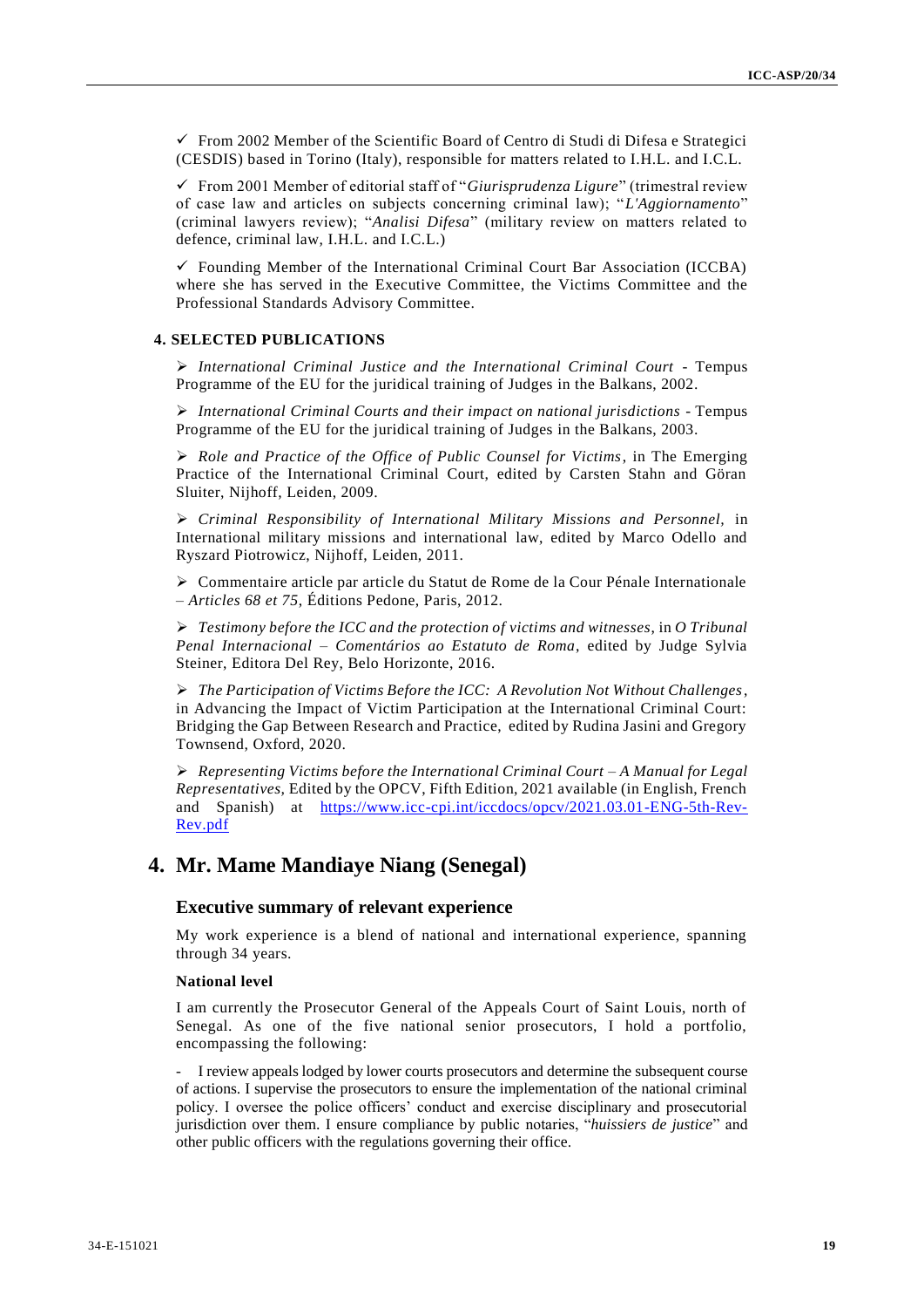✓ From 2002 Member of the Scientific Board of Centro di Studi di Difesa e Strategici (CESDIS) based in Torino (Italy), responsible for matters related to I.H.L. and I.C.L.

✓ From 2001 Member of editorial staff of "*Giurisprudenza Ligure*" (trimestral review of case law and articles on subjects concerning criminal law); "*L'Aggiornamento*" (criminal lawyers review); "*Analisi Difesa*" (military review on matters related to defence, criminal law, I.H.L. and I.C.L.)

✓ Founding Member of the International Criminal Court Bar Association (ICCBA) where she has served in the Executive Committee, the Victims Committee and the Professional Standards Advisory Committee.

#### 4. SELECTED PUBLICATIONS

➢ *International Criminal Justice and the International Criminal Court* - Tempus Programme of the EU for the juridical training of Judges in the Balkans, 2002.

➢ *International Criminal Courts and their impact on national jurisdictions* - Tempus Programme of the EU for the juridical training of Judges in the Balkans, 2003.

➢ *Role and Practice of the Office of Public Counsel for Victims*, in The Emerging Practice of the International Criminal Court, edited by Carsten Stahn and Göran Sluiter, Nijhoff, Leiden, 2009.

➢ *Criminal Responsibility of International Military Missions and Personnel,* in International military missions and international law, edited by Marco Odello and Ryszard Piotrowicz, Nijhoff, Leiden, 2011.

➢ Commentaire article par article du Statut de Rome de la Cour Pénale Internationale – *Articles 68 et 75*, Éditions Pedone, Paris, 2012.

➢ *Testimony before the ICC and the protection of victims and witnesses*, in *O Tribunal Penal Internacional – Comentários ao Estatuto de Roma*, edited by Judge Sylvia Steiner, Editora Del Rey, Belo Horizonte, 2016.

➢ *The Participation of Victims Before the ICC: A Revolution Not Without Challenges*, in Advancing the Impact of Victim Participation at the International Criminal Court: Bridging the Gap Between Research and Practice, edited by Rudina Jasini and Gregory Townsend, Oxford, 2020.

➢ *Representing Victims before the International Criminal Court – A Manual for Legal Representatives*, Edited by the OPCV, Fifth Edition, 2021 available (in English, French and Spanish) at https://www.icc-cpi.int/iccdocs/opcv/2021.03.01-ENG-5th-Rev-Rev.pdf

## 4. Mr. Mame Mandiaye Niang (Senegal)

### Executive summary of relevant experience

My work experience is a blend of national and international experience, spanning through 34 years.

**National level**

I am currently the Prosecutor General of the Appeals Court of Saint Louis, north of Senegal. As one of the five national senior prosecutors, I hold a portfolio, encompassing the following:

- I review appeals lodged by lower courts prosecutors and determine the subsequent course of actions. I supervise the prosecutors to ensure the implementation of the national criminal policy. I oversee the police officers' conduct and exercise disciplinary and prosecutorial jurisdiction over them. I ensure compliance by public notaries, "*huissiers de justice*" and other public officers with the regulations governing their office.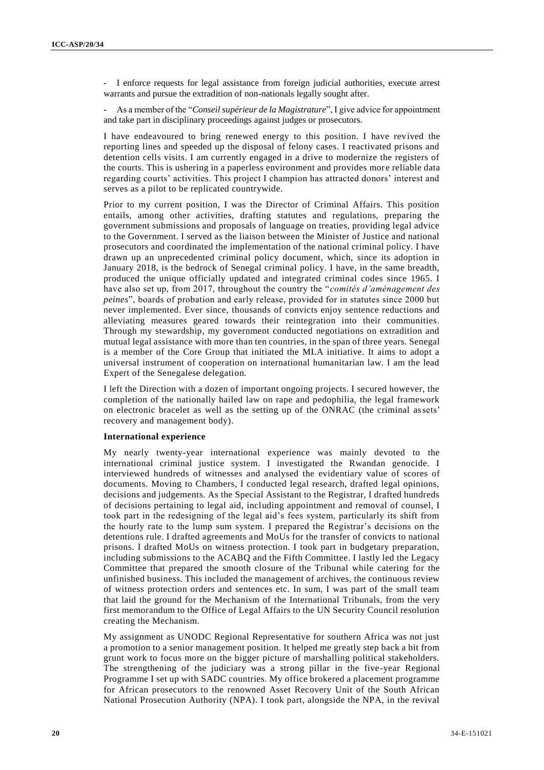- I enforce requests for legal assistance from foreign judicial authorities, execute arrest warrants and pursue the extradition of non-nationals legally sought after.

- As a member of the "*Conseil supérieur de la Magistrature*", I give advice for appointment and take part in disciplinary proceedings against judges or prosecutors.

I have endeavoured to bring renewed energy to this position. I have revived the reporting lines and speeded up the disposal of felony cases. I reactivated prisons and detention cells visits. I am currently engaged in a drive to modernize the registers of the courts. This is ushering in a paperless environment and provides more reliable data regarding courts' activities. This project I champion has attracted donors' interest and serves as a pilot to be replicated countrywide.

Prior to my current position, I was the Director of Criminal Affairs. This position entails, among other activities, drafting statutes and regulations, preparing the government submissions and proposals of language on treaties, providing legal advice to the Government. I served as the liaison between the Minister of Justice and national prosecutors and coordinated the implementation of the national criminal policy. I have drawn up an unprecedented criminal policy document, which, since its adoption in January 2018, is the bedrock of Senegal criminal policy. I have, in the same breadth, produced the unique officially updated and integrated criminal codes since 1965. I have also set up, from 2017, throughout the country the "*comités d'aménagement des peines*", boards of probation and early release, provided for in statutes since 2000 but never implemented. Ever since, thousands of convicts enjoy sentence reductions and alleviating measures geared towards their reintegration into their communities. Through my stewardship, my government conducted negotiations on extradition and mutual legal assistance with more than ten countries, in the span of three years. Senegal is a member of the Core Group that initiated the MLA initiative. It aims to adopt a universal instrument of cooperation on international humanitarian law. I am the lead Expert of the Senegalese delegation.

I left the Direction with a dozen of important ongoing projects. I secured however, the completion of the nationally hailed law on rape and pedophilia, the legal framework on electronic bracelet as well as the setting up of the ONRAC (the criminal assets' recovery and management body).

**International experience**

My nearly twenty-year international experience was mainly devoted to the international criminal justice system. I investigated the Rwandan genocide. I interviewed hundreds of witnesses and analysed the evidentiary value of scores of documents. Moving to Chambers, I conducted legal research, drafted legal opinions, decisions and judgements. As the Special Assistant to the Registrar, I drafted hundreds of decisions pertaining to legal aid, including appointment and removal of counsel, I took part in the redesigning of the legal aid's fees system, particularly its shift from the hourly rate to the lump sum system. I prepared the Registrar's decisions on the detentions rule. I drafted agreements and MoUs for the transfer of convicts to national prisons. I drafted MoUs on witness protection. I took part in budgetary preparation, including submissions to the ACABQ and the Fifth Committee. I lastly led the Legacy Committee that prepared the smooth closure of the Tribunal while catering for the unfinished business. This included the management of archives, the continuous review of witness protection orders and sentences etc. In sum, I was part of the small team that laid the ground for the Mechanism of the International Tribunals, from the very first memorandum to the Office of Legal Affairs to the UN Security Council resolution creating the Mechanism.

My assignment as UNODC Regional Representative for southern Africa was not just a promotion to a senior management position. It helped me greatly step back a bit from grunt work to focus more on the bigger picture of marshalling political stakeholders. The strengthening of the judiciary was a strong pillar in the five-year Regional Programme I set up with SADC countries. My office brokered a placement programme for African prosecutors to the renowned Asset Recovery Unit of the South African National Prosecution Authority (NPA). I took part, alongside the NPA, in the revival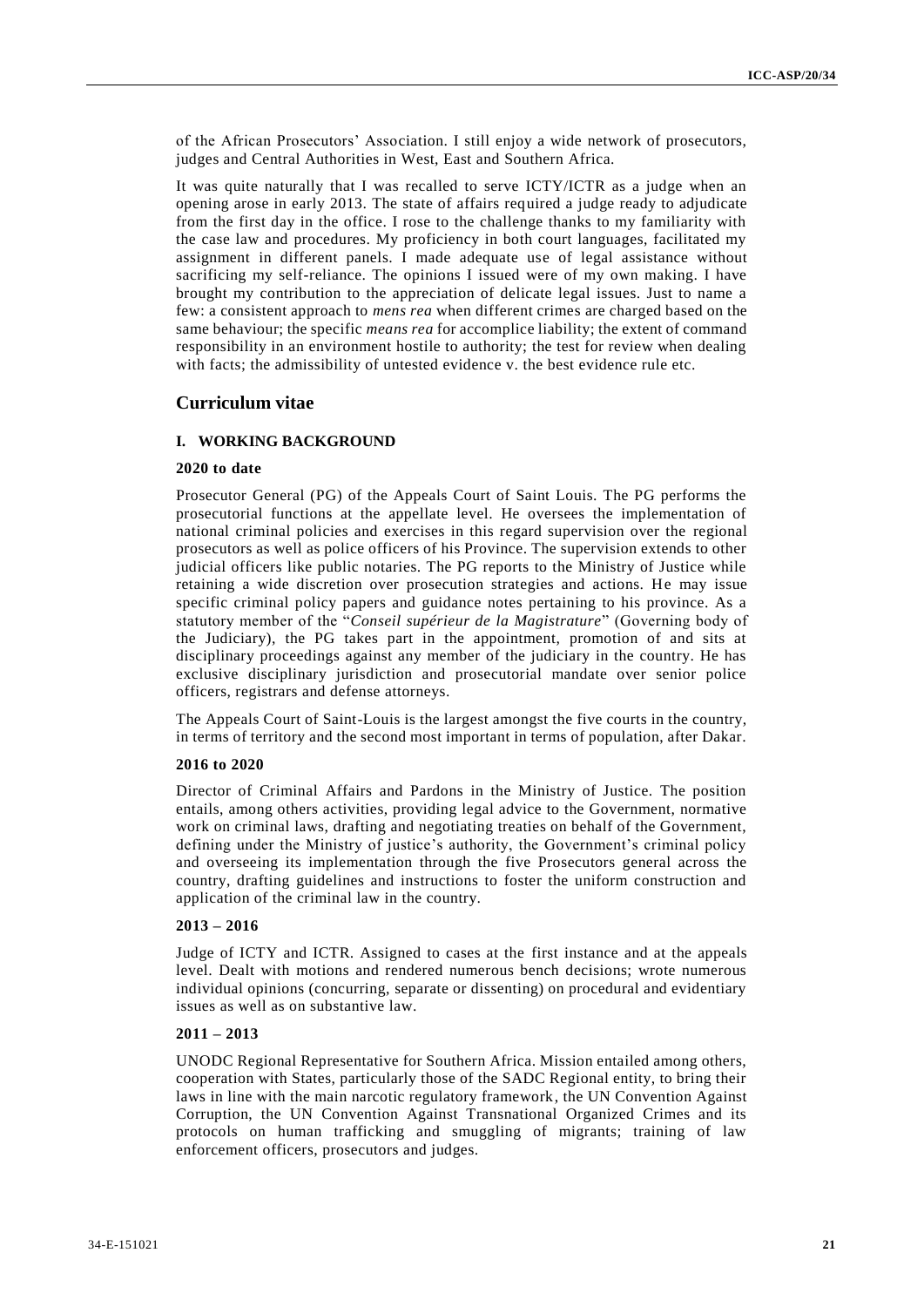of the African Prosecutors' Association. I still enjoy a wide network of prosecutors, judges and Central Authorities in West, East and Southern Africa.

It was quite naturally that I was recalled to serve ICTY/ICTR as a judge when an opening arose in early 2013. The state of affairs required a judge ready to adjudicate from the first day in the office. I rose to the challenge thanks to my familiarity with the case law and procedures. My proficiency in both court languages, facilitated my assignment in different panels. I made adequate use of legal assistance without sacrificing my self-reliance. The opinions I issued were of my own making. I have brought my contribution to the appreciation of delicate legal issues. Just to name a few: a consistent approach to *mens rea* when different crimes are charged based on the same behaviour; the specific *means rea* for accomplice liability; the extent of command responsibility in an environment hostile to authority; the test for review when dealing with facts; the admissibility of untested evidence v. the best evidence rule etc.

## Curriculum vitae

### I. WORKING BACKGROUND

#### 2020 to date

Prosecutor General (PG) of the Appeals Court of Saint Louis. The PG performs the prosecutorial functions at the appellate level. He oversees the implementation of national criminal policies and exercises in this regard supervision over the regional prosecutors as well as police officers of his Province. The supervision extends to other judicial officers like public notaries. The PG reports to the Ministry of Justice while retaining a wide discretion over prosecution strategies and actions. He may issue specific criminal policy papers and guidance notes pertaining to his province. As a statutory member of the "*Conseil supérieur de la Magistrature*" (Governing body of the Judiciary), the PG takes part in the appointment, promotion of and sits at disciplinary proceedings against any member of the judiciary in the country. He has exclusive disciplinary jurisdiction and prosecutorial mandate over senior police officers, registrars and defense attorneys.

The Appeals Court of Saint-Louis is the largest amongst the five courts in the country, in terms of territory and the second most important in terms of population, after Dakar.

#### 2016 to 2020

Director of Criminal Affairs and Pardons in the Ministry of Justice. The position entails, among others activities, providing legal advice to the Government, normative work on criminal laws, drafting and negotiating treaties on behalf of the Government, defining under the Ministry of justice's authority, the Government's criminal policy and overseeing its implementation through the five Prosecutors general across the country, drafting guidelines and instructions to foster the uniform construction and application of the criminal law in the country.

#### 2013 – 2016

Judge of ICTY and ICTR. Assigned to cases at the first instance and at the appeals level. Dealt with motions and rendered numerous bench decisions; wrote numerous individual opinions (concurring, separate or dissenting) on procedural and evidentiary issues as well as on substantive law.

#### 2011 – 2013

UNODC Regional Representative for Southern Africa. Mission entailed among others, cooperation with States, particularly those of the SADC Regional entity, to bring their laws in line with the main narcotic regulatory framework, the UN Convention Against Corruption, the UN Convention Against Transnational Organized Crimes and its protocols on human trafficking and smuggling of migrants; training of law enforcement officers, prosecutors and judges.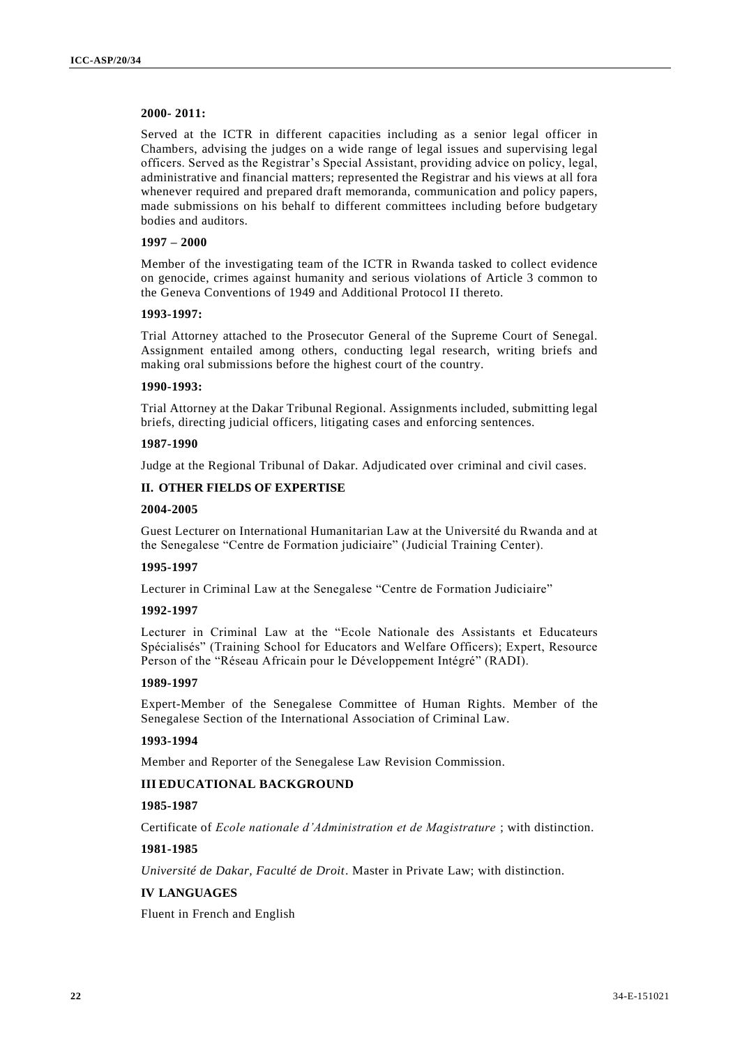**2000- 2011:**

Served at the ICTR in different capacities including as a senior legal officer in Chambers, advising the judges on a wide range of legal issues and supervising legal officers. Served as the Registrar's Special Assistant, providing advice on policy, legal, administrative and financial matters; represented the Registrar and his views at all fora whenever required and prepared draft memoranda, communication and policy papers, made submissions on his behalf to different committees including before budgetary bodies and auditors.

**1997 – 2000**

Member of the investigating team of the ICTR in Rwanda tasked to collect evidence on genocide, crimes against humanity and serious violations of Article 3 common to the Geneva Conventions of 1949 and Additional Protocol II thereto.

**1993-1997:**

Trial Attorney attached to the Prosecutor General of the Supreme Court of Senegal. Assignment entailed among others, conducting legal research, writing briefs and making oral submissions before the highest court of the country.

**1990-1993:**

Trial Attorney at the Dakar Tribunal Regional. Assignments included, submitting legal briefs, directing judicial officers, litigating cases and enforcing sentences.

**1987-1990**

Judge at the Regional Tribunal of Dakar. Adjudicated over criminal and civil cases.

## II. OTHER FIELDS OF EXPERTISE

**2004-2005**

Guest Lecturer on International Humanitarian Law at the Université du Rwanda and at the Senegalese "Centre de Formation judiciaire" (Judicial Training Center).

**1995-1997**

Lecturer in Criminal Law at the Senegalese "Centre de Formation Judiciaire"

**1992-1997**

Lecturer in Criminal Law at the "Ecole Nationale des Assistants et Educateurs Spécialisés" (Training School for Educators and Welfare Officers); Expert, Resource Person of the "Réseau Africain pour le Développement Intégré" (RADI).

**1989-1997**

Expert-Member of the Senegalese Committee of Human Rights. Member of the Senegalese Section of the International Association of Criminal Law.

**1993-1994**

Member and Reporter of the Senegalese Law Revision Commission.

## III EDUCATIONAL BACKGROUND

**1985-1987**

Certificate of *Ecole nationale d'Administration et de Magistrature* ; with distinction.

**1981-1985**

*Université de Dakar, Faculté de Droit*. Master in Private Law; with distinction.

## IV LANGUAGES

Fluent in French and English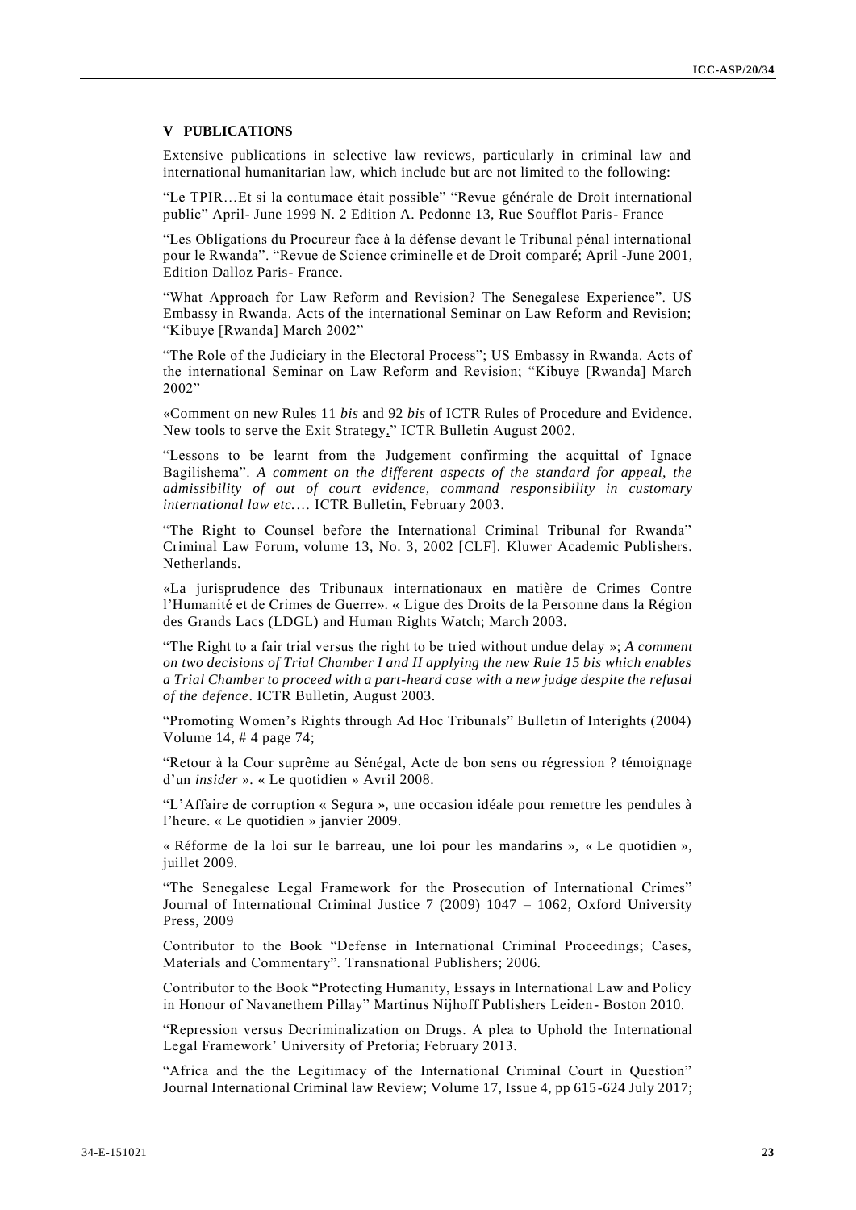## V PUBLICATIONS

Extensive publications in selective law reviews, particularly in criminal law and international humanitarian law, which include but are not limited to the following:

"Le TPIR…Et si la contumace était possible" "Revue générale de Droit international public" April- June 1999 N. 2 Edition A. Pedonne 13, Rue Soufflot Paris- France

"Les Obligations du Procureur face à la défense devant le Tribunal pénal international pour le Rwanda". "Revue de Science criminelle et de Droit comparé; April -June 2001, Edition Dalloz Paris- France.

"What Approach for Law Reform and Revision? The Senegalese Experience". US Embassy in Rwanda. Acts of the international Seminar on Law Reform and Revision; "Kibuye [Rwanda] March 2002"

"The Role of the Judiciary in the Electoral Process"; US Embassy in Rwanda. Acts of the international Seminar on Law Reform and Revision; "Kibuye [Rwanda] March 2002"

«Comment on new Rules 11 *bis* and 92 *bis* of ICTR Rules of Procedure and Evidence. New tools to serve the Exit Strategy." ICTR Bulletin August 2002.

"Lessons to be learnt from the Judgement confirming the acquittal of Ignace Bagilishema". *A comment on the different aspects of the standard for appeal, the admissibility of out of court evidence, command responsibility in customary international law etc.…* ICTR Bulletin, February 2003.

"The Right to Counsel before the International Criminal Tribunal for Rwanda" Criminal Law Forum, volume 13, No. 3, 2002 [CLF]. Kluwer Academic Publishers. Netherlands.

«La jurisprudence des Tribunaux internationaux en matière de Crimes Contre l'Humanité et de Crimes de Guerre». « Ligue des Droits de la Personne dans la Région des Grands Lacs (LDGL) and Human Rights Watch; March 2003.

"The Right to a fair trial versus the right to be tried without undue delay »; *A comment on two decisions of Trial Chamber I and II applying the new Rule 15 bis which enables a Trial Chamber to proceed with a part-heard case with a new judge despite the refusal of the defence*. ICTR Bulletin, August 2003.

"Promoting Women's Rights through Ad Hoc Tribunals" Bulletin of Interights (2004) Volume 14, # 4 page 74;

"Retour à la Cour suprême au Sénégal, Acte de bon sens ou régression ? témoignage d'un *insider* ». « Le quotidien » Avril 2008.

"L'Affaire de corruption « Segura », une occasion idéale pour remettre les pendules à l'heure. « Le quotidien » janvier 2009.

« Réforme de la loi sur le barreau, une loi pour les mandarins », « Le quotidien », juillet 2009.

"The Senegalese Legal Framework for the Prosecution of International Crimes" Journal of International Criminal Justice 7 (2009) 1047 – 1062, Oxford University Press, 2009

Contributor to the Book "Defense in International Criminal Proceedings; Cases, Materials and Commentary". Transnational Publishers; 2006.

Contributor to the Book "Protecting Humanity, Essays in International Law and Policy in Honour of Navanethem Pillay" Martinus Nijhoff Publishers Leiden- Boston 2010.

"Repression versus Decriminalization on Drugs. A plea to Uphold the International Legal Framework' University of Pretoria; February 2013.

"Africa and the the Legitimacy of the International Criminal Court in Question" Journal International Criminal law Review; Volume 17, Issue 4, pp 615-624 July 2017;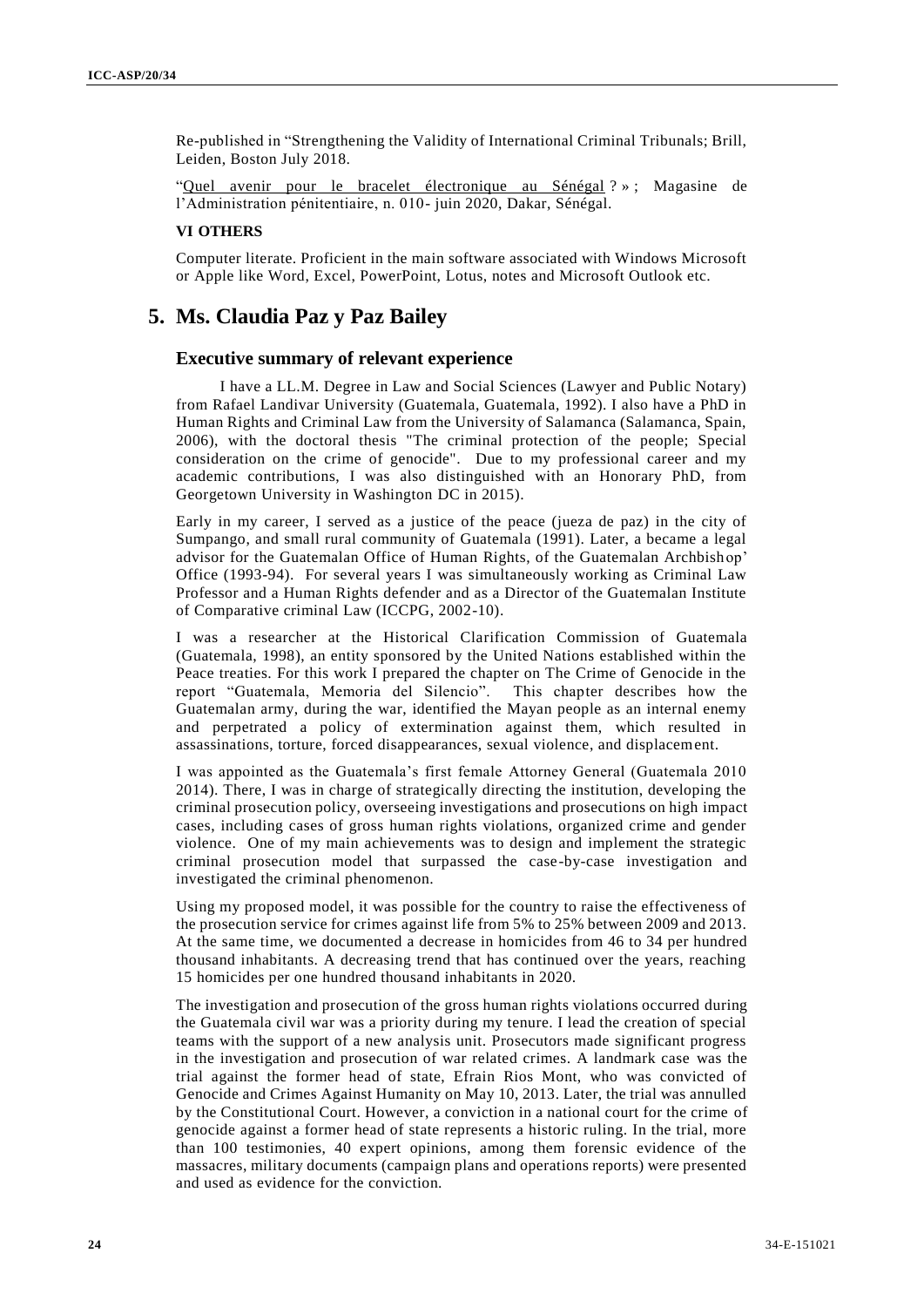Re-published in "Strengthening the Validity of International Criminal Tribunals; Brill, Leiden, Boston July 2018.

"Quel avenir pour le bracelet électronique au Sénégal ? » ; Magasine de l'Administration pénitentiaire, n. 010- juin 2020, Dakar, Sénégal.

**VI OTHERS**

Computer literate. Proficient in the main software associated with Windows Microsoft or Apple like Word, Excel, PowerPoint, Lotus, notes and Microsoft Outlook etc.

## 5. Ms. Claudia Paz y Paz Bailey

### Executive summary of relevant experience

I have a LL.M. Degree in Law and Social Sciences (Lawyer and Public Notary) from Rafael Landivar University (Guatemala, Guatemala, 1992). I also have a PhD in Human Rights and Criminal Law from the University of Salamanca (Salamanca, Spain, 2006), with the doctoral thesis "The criminal protection of the people; Special consideration on the crime of genocide". Due to my professional career and my academic contributions, I was also distinguished with an Honorary PhD, from Georgetown University in Washington DC in 2015).

Early in my career, I served as a justice of the peace (jueza de paz) in the city of Sumpango, and small rural community of Guatemala (1991). Later, a became a legal advisor for the Guatemalan Office of Human Rights, of the Guatemalan Archbishop' Office (1993-94). For several years I was simultaneously working as Criminal Law Professor and a Human Rights defender and as a Director of the Guatemalan Institute of Comparative criminal Law (ICCPG, 2002-10).

I was a researcher at the Historical Clarification Commission of Guatemala (Guatemala, 1998), an entity sponsored by the United Nations established within the Peace treaties. For this work I prepared the chapter on The Crime of Genocide in the report "Guatemala, Memoria del Silencio". This chapter describes how the Guatemalan army, during the war, identified the Mayan people as an internal enemy and perpetrated a policy of extermination against them, which resulted in assassinations, torture, forced disappearances, sexual violence, and displacement.

I was appointed as the Guatemala's first female Attorney General (Guatemala 2010 2014). There, I was in charge of strategically directing the institution, developing the criminal prosecution policy, overseeing investigations and prosecutions on high impact cases, including cases of gross human rights violations, organized crime and gender violence. One of my main achievements was to design and implement the strategic criminal prosecution model that surpassed the case-by-case investigation and investigated the criminal phenomenon.

Using my proposed model, it was possible for the country to raise the effectiveness of the prosecution service for crimes against life from 5% to 25% between 2009 and 2013. At the same time, we documented a decrease in homicides from 46 to 34 per hundred thousand inhabitants. A decreasing trend that has continued over the years, reaching 15 homicides per one hundred thousand inhabitants in 2020.

The investigation and prosecution of the gross human rights violations occurred during the Guatemala civil war was a priority during my tenure. I lead the creation of special teams with the support of a new analysis unit. Prosecutors made significant progress in the investigation and prosecution of war related crimes. A landmark case was the trial against the former head of state, Efrain Rios Mont, who was convicted of Genocide and Crimes Against Humanity on May 10, 2013. Later, the trial was annulled by the Constitutional Court. However, a conviction in a national court for the crime of genocide against a former head of state represents a historic ruling. In the trial, more than 100 testimonies, 40 expert opinions, among them forensic evidence of the massacres, military documents (campaign plans and operations reports) were presented and used as evidence for the conviction.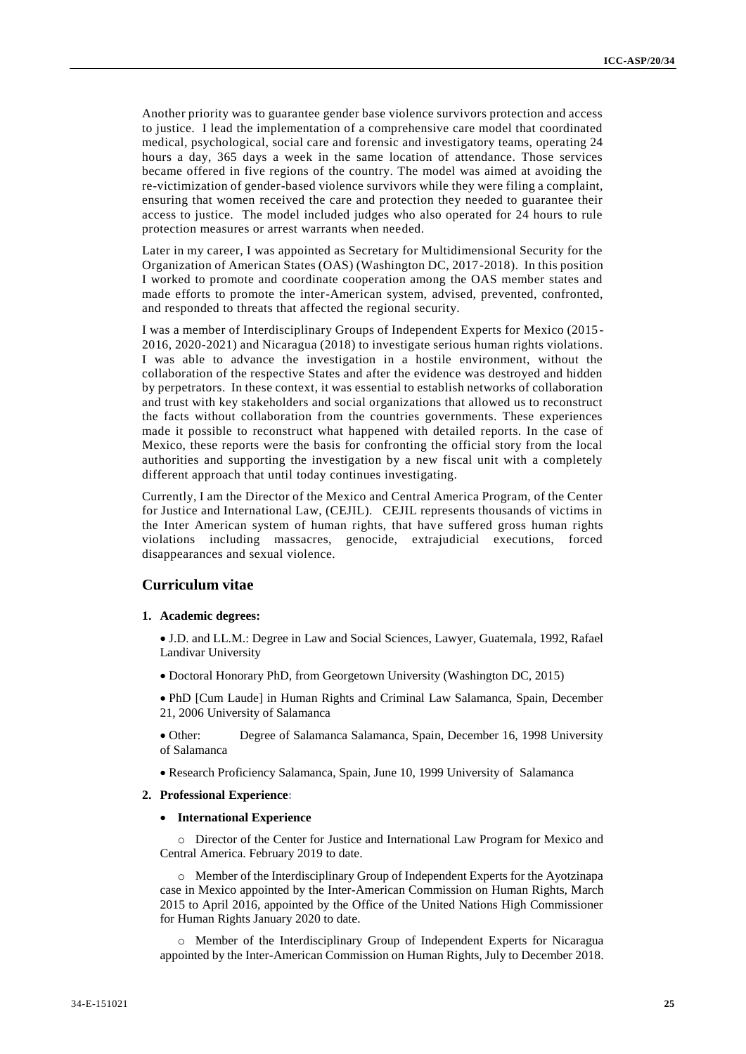Another priority was to guarantee gender base violence survivors protection and access to justice. I lead the implementation of a comprehensive care model that coordinated medical, psychological, social care and forensic and investigatory teams, operating 24 hours a day, 365 days a week in the same location of attendance. Those services became offered in five regions of the country. The model was aimed at avoiding the re-victimization of gender-based violence survivors while they were filing a complaint, ensuring that women received the care and protection they needed to guarantee their access to justice. The model included judges who also operated for 24 hours to rule protection measures or arrest warrants when needed.

Later in my career, I was appointed as Secretary for Multidimensional Security for the Organization of American States (OAS) (Washington DC, 2017-2018). In this position I worked to promote and coordinate cooperation among the OAS member states and made efforts to promote the inter-American system, advised, prevented, confronted, and responded to threats that affected the regional security.

I was a member of Interdisciplinary Groups of Independent Experts for Mexico (2015-2016, 2020-2021) and Nicaragua (2018) to investigate serious human rights violations. I was able to advance the investigation in a hostile environment, without the collaboration of the respective States and after the evidence was destroyed and hidden by perpetrators. In these context, it was essential to establish networks of collaboration and trust with key stakeholders and social organizations that allowed us to reconstruct the facts without collaboration from the countries governments. These experiences made it possible to reconstruct what happened with detailed reports. In the case of Mexico, these reports were the basis for confronting the official story from the local authorities and supporting the investigation by a new fiscal unit with a completely different approach that until today continues investigating.

Currently, I am the Director of the Mexico and Central America Program, of the Center for Justice and International Law, (CEJIL). CEJIL represents thousands of victims in the Inter American system of human rights, that have suffered gross human rights violations including massacres, genocide, extrajudicial executions, forced disappearances and sexual violence.

## Curriculum vitae

**1. Academic degrees:**

- J.D. and LL.M.: Degree in Law and Social Sciences, Lawyer, Guatemala, 1992, Rafael Landivar University
- Doctoral Honorary PhD, from Georgetown University (Washington DC, 2015)
- PhD [Cum Laude] in Human Rights and Criminal Law Salamanca, Spain, December 21, 2006 University of Salamanca
- Other: Degree of Salamanca Salamanca, Spain, December 16, 1998 University of Salamanca
- Research Proficiency Salamanca, Spain, June 10, 1999 University of Salamanca

**2. Professional Experience:**

- **International Experience**
  - Director of the Center for Justice and International Law Program for Mexico and Central America. February 2019 to date.
  - Member of the Interdisciplinary Group of Independent Experts for the Ayotzinapa case in Mexico appointed by the Inter-American Commission on Human Rights, March 2015 to April 2016, appointed by the Office of the United Nations High Commissioner for Human Rights January 2020 to date.
  - Member of the Interdisciplinary Group of Independent Experts for Nicaragua appointed by the Inter-American Commission on Human Rights, July to December 2018.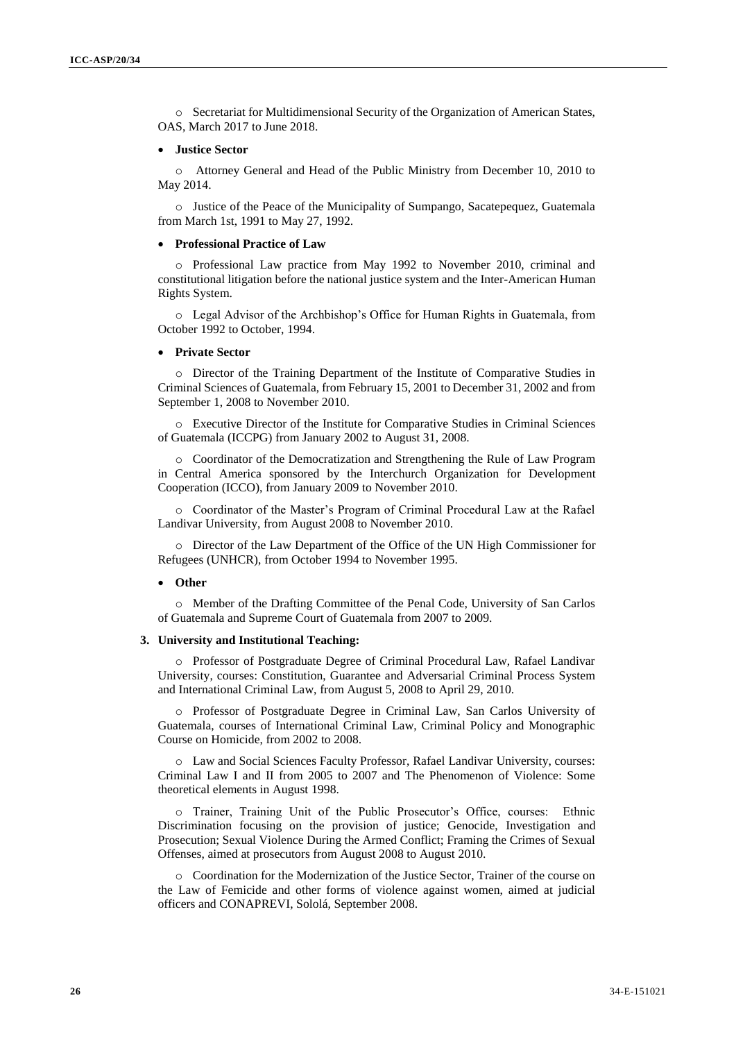- Secretariat for Multidimensional Security of the Organization of American States, OAS, March 2017 to June 2018.

- **Justice Sector**

  - Attorney General and Head of the Public Ministry from December 10, 2010 to May 2014.

  - Justice of the Peace of the Municipality of Sumpango, Sacatepequez, Guatemala from March 1st, 1991 to May 27, 1992.

- **Professional Practice of Law**

  - Professional Law practice from May 1992 to November 2010, criminal and constitutional litigation before the national justice system and the Inter-American Human Rights System.

  - Legal Advisor of the Archbishop's Office for Human Rights in Guatemala, from October 1992 to October, 1994.

- **Private Sector**

  - Director of the Training Department of the Institute of Comparative Studies in Criminal Sciences of Guatemala, from February 15, 2001 to December 31, 2002 and from September 1, 2008 to November 2010.

  - Executive Director of the Institute for Comparative Studies in Criminal Sciences of Guatemala (ICCPG) from January 2002 to August 31, 2008.

  - Coordinator of the Democratization and Strengthening the Rule of Law Program in Central America sponsored by the Interchurch Organization for Development Cooperation (ICCO), from January 2009 to November 2010.

  - Coordinator of the Master's Program of Criminal Procedural Law at the Rafael Landivar University, from August 2008 to November 2010.

  - Director of the Law Department of the Office of the UN High Commissioner for Refugees (UNHCR), from October 1994 to November 1995.

- **Other**

  - Member of the Drafting Committee of the Penal Code, University of San Carlos of Guatemala and Supreme Court of Guatemala from 2007 to 2009.

**3. University and Institutional Teaching:**

- Professor of Postgraduate Degree of Criminal Procedural Law, Rafael Landivar University, courses: Constitution, Guarantee and Adversarial Criminal Process System and International Criminal Law, from August 5, 2008 to April 29, 2010.

- Professor of Postgraduate Degree in Criminal Law, San Carlos University of Guatemala, courses of International Criminal Law, Criminal Policy and Monographic Course on Homicide, from 2002 to 2008.

- Law and Social Sciences Faculty Professor, Rafael Landivar University, courses: Criminal Law I and II from 2005 to 2007 and The Phenomenon of Violence: Some theoretical elements in August 1998.

- Trainer, Training Unit of the Public Prosecutor's Office, courses: Ethnic Discrimination focusing on the provision of justice; Genocide, Investigation and Prosecution; Sexual Violence During the Armed Conflict; Framing the Crimes of Sexual Offenses, aimed at prosecutors from August 2008 to August 2010.

- Coordination for the Modernization of the Justice Sector, Trainer of the course on the Law of Femicide and other forms of violence against women, aimed at judicial officers and CONAPREVI, Sololá, September 2008.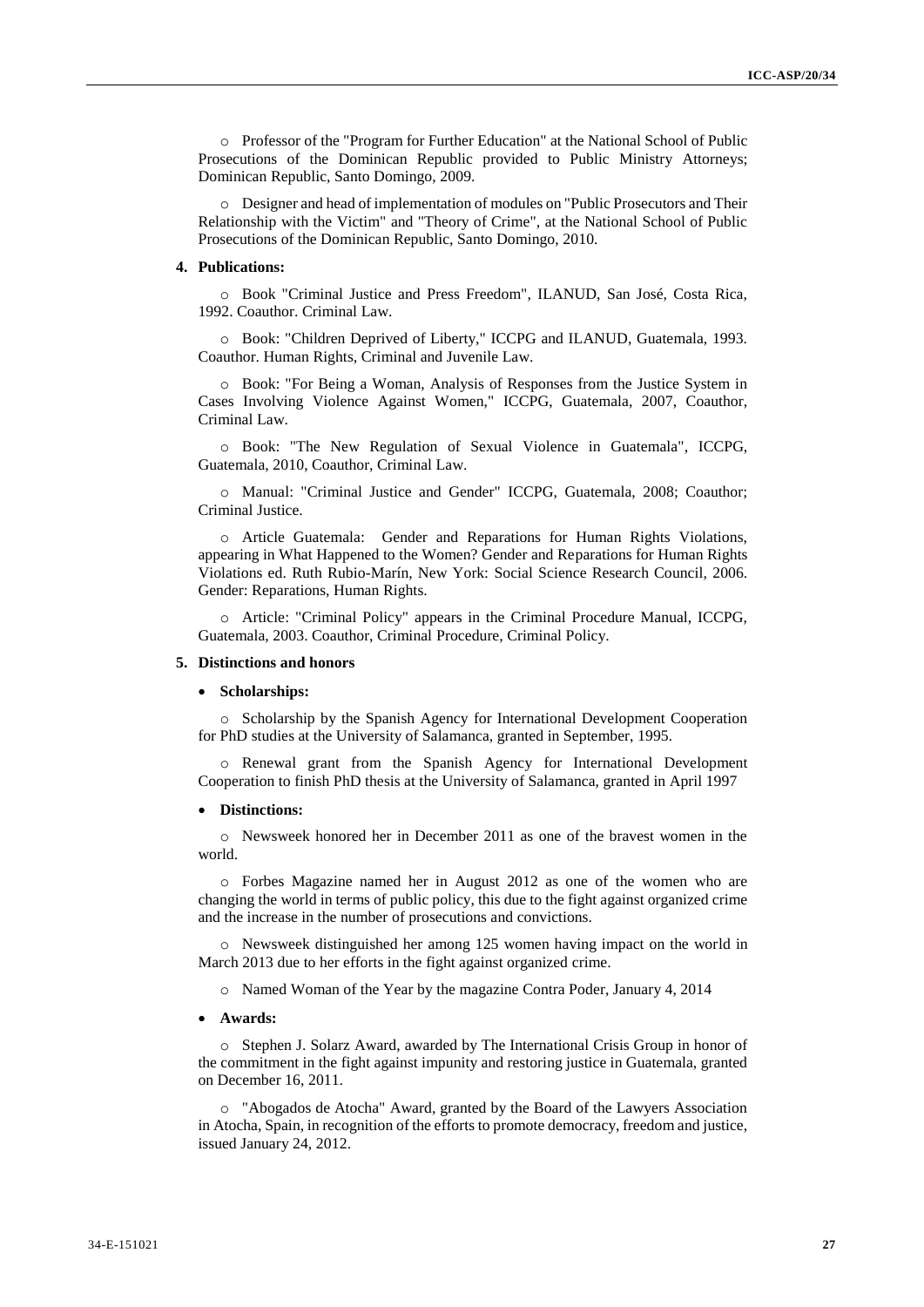- Professor of the "Program for Further Education" at the National School of Public Prosecutions of the Dominican Republic provided to Public Ministry Attorneys; Dominican Republic, Santo Domingo, 2009.

- Designer and head of implementation of modules on "Public Prosecutors and Their Relationship with the Victim" and "Theory of Crime", at the National School of Public Prosecutions of the Dominican Republic, Santo Domingo, 2010.

**4. Publications:**

- Book "Criminal Justice and Press Freedom", ILANUD, San José, Costa Rica, 1992. Coauthor. Criminal Law.

- Book: "Children Deprived of Liberty," ICCPG and ILANUD, Guatemala, 1993. Coauthor. Human Rights, Criminal and Juvenile Law.

- Book: "For Being a Woman, Analysis of Responses from the Justice System in Cases Involving Violence Against Women," ICCPG, Guatemala, 2007, Coauthor, Criminal Law.

- Book: "The New Regulation of Sexual Violence in Guatemala", ICCPG, Guatemala, 2010, Coauthor, Criminal Law.

- Manual: "Criminal Justice and Gender" ICCPG, Guatemala, 2008; Coauthor; Criminal Justice.

- Article Guatemala: Gender and Reparations for Human Rights Violations, appearing in What Happened to the Women? Gender and Reparations for Human Rights Violations ed. Ruth Rubio-Marín, New York: Social Science Research Council, 2006. Gender: Reparations, Human Rights.

- Article: "Criminal Policy" appears in the Criminal Procedure Manual, ICCPG, Guatemala, 2003. Coauthor, Criminal Procedure, Criminal Policy.

**5. Distinctions and honors**

- **Scholarships:**

  - Scholarship by the Spanish Agency for International Development Cooperation for PhD studies at the University of Salamanca, granted in September, 1995.

  - Renewal grant from the Spanish Agency for International Development Cooperation to finish PhD thesis at the University of Salamanca, granted in April 1997

- **Distinctions:**

  - Newsweek honored her in December 2011 as one of the bravest women in the world.

  - Forbes Magazine named her in August 2012 as one of the women who are changing the world in terms of public policy, this due to the fight against organized crime and the increase in the number of prosecutions and convictions.

  - Newsweek distinguished her among 125 women having impact on the world in March 2013 due to her efforts in the fight against organized crime.

  - Named Woman of the Year by the magazine Contra Poder, January 4, 2014

- **Awards:**

  - Stephen J. Solarz Award, awarded by The International Crisis Group in honor of the commitment in the fight against impunity and restoring justice in Guatemala, granted on December 16, 2011.

  - "Abogados de Atocha" Award, granted by the Board of the Lawyers Association in Atocha, Spain, in recognition of the efforts to promote democracy, freedom and justice, issued January 24, 2012.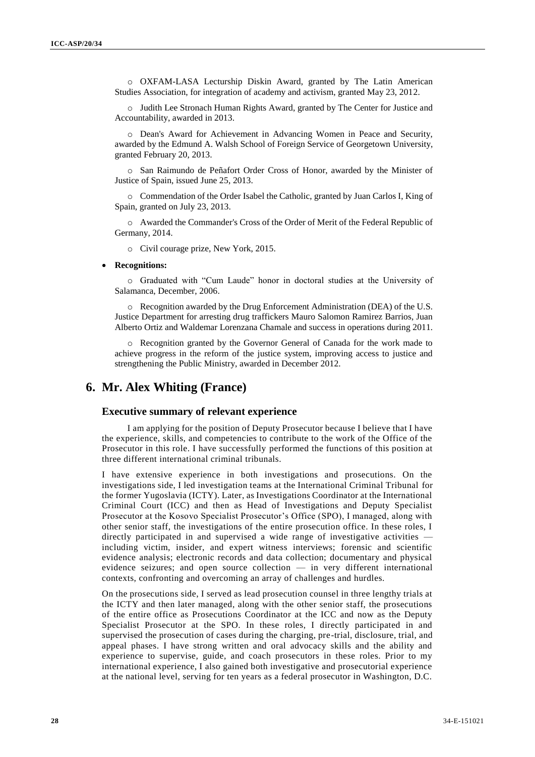- OXFAM-LASA Lecturship Diskin Award, granted by The Latin American Studies Association, for integration of academy and activism, granted May 23, 2012.
- Judith Lee Stronach Human Rights Award, granted by The Center for Justice and Accountability, awarded in 2013.
- Dean's Award for Achievement in Advancing Women in Peace and Security, awarded by the Edmund A. Walsh School of Foreign Service of Georgetown University, granted February 20, 2013.
- San Raimundo de Peñafort Order Cross of Honor, awarded by the Minister of Justice of Spain, issued June 25, 2013.
- Commendation of the Order Isabel the Catholic, granted by Juan Carlos I, King of Spain, granted on July 23, 2013.
- Awarded the Commander's Cross of the Order of Merit of the Federal Republic of Germany, 2014.
- Civil courage prize, New York, 2015.

- **Recognitions:**
  - Graduated with "Cum Laude" honor in doctoral studies at the University of Salamanca, December, 2006.
  - Recognition awarded by the Drug Enforcement Administration (DEA) of the U.S. Justice Department for arresting drug traffickers Mauro Salomon Ramirez Barrios, Juan Alberto Ortiz and Waldemar Lorenzana Chamale and success in operations during 2011.
  - Recognition granted by the Governor General of Canada for the work made to achieve progress in the reform of the justice system, improving access to justice and strengthening the Public Ministry, awarded in December 2012.

## 6. Mr. Alex Whiting (France)

### Executive summary of relevant experience

I am applying for the position of Deputy Prosecutor because I believe that I have the experience, skills, and competencies to contribute to the work of the Office of the Prosecutor in this role. I have successfully performed the functions of this position at three different international criminal tribunals.

I have extensive experience in both investigations and prosecutions. On the investigations side, I led investigation teams at the International Criminal Tribunal for the former Yugoslavia (ICTY). Later, as Investigations Coordinator at the International Criminal Court (ICC) and then as Head of Investigations and Deputy Specialist Prosecutor at the Kosovo Specialist Prosecutor's Office (SPO), I managed, along with other senior staff, the investigations of the entire prosecution office. In these roles, I directly participated in and supervised a wide range of investigative activities — including victim, insider, and expert witness interviews; forensic and scientific evidence analysis; electronic records and data collection; documentary and physical evidence seizures; and open source collection — in very different international contexts, confronting and overcoming an array of challenges and hurdles.

On the prosecutions side, I served as lead prosecution counsel in three lengthy trials at the ICTY and then later managed, along with the other senior staff, the prosecutions of the entire office as Prosecutions Coordinator at the ICC and now as the Deputy Specialist Prosecutor at the SPO. In these roles, I directly participated in and supervised the prosecution of cases during the charging, pre-trial, disclosure, trial, and appeal phases. I have strong written and oral advocacy skills and the ability and experience to supervise, guide, and coach prosecutors in these roles. Prior to my international experience, I also gained both investigative and prosecutorial experience at the national level, serving for ten years as a federal prosecutor in Washington, D.C.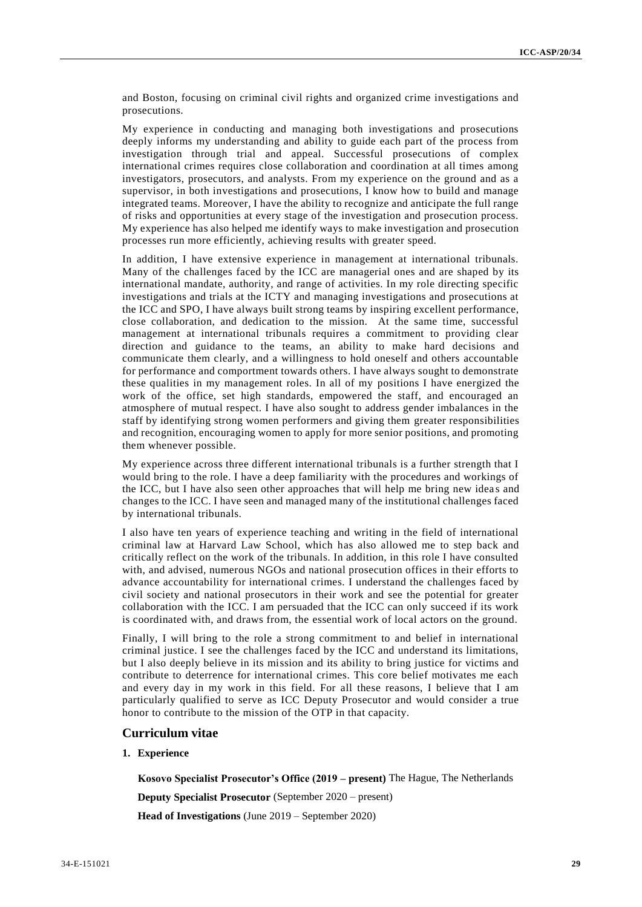and Boston, focusing on criminal civil rights and organized crime investigations and prosecutions.

My experience in conducting and managing both investigations and prosecutions deeply informs my understanding and ability to guide each part of the process from investigation through trial and appeal. Successful prosecutions of complex international crimes requires close collaboration and coordination at all times among investigators, prosecutors, and analysts. From my experience on the ground and as a supervisor, in both investigations and prosecutions, I know how to build and manage integrated teams. Moreover, I have the ability to recognize and anticipate the full range of risks and opportunities at every stage of the investigation and prosecution process. My experience has also helped me identify ways to make investigation and prosecution processes run more efficiently, achieving results with greater speed.

In addition, I have extensive experience in management at international tribunals. Many of the challenges faced by the ICC are managerial ones and are shaped by its international mandate, authority, and range of activities. In my role directing specific investigations and trials at the ICTY and managing investigations and prosecutions at the ICC and SPO, I have always built strong teams by inspiring excellent performance, close collaboration, and dedication to the mission. At the same time, successful management at international tribunals requires a commitment to providing clear direction and guidance to the teams, an ability to make hard decisions and communicate them clearly, and a willingness to hold oneself and others accountable for performance and comportment towards others. I have always sought to demonstrate these qualities in my management roles. In all of my positions I have energized the work of the office, set high standards, empowered the staff, and encouraged an atmosphere of mutual respect. I have also sought to address gender imbalances in the staff by identifying strong women performers and giving them greater responsibilities and recognition, encouraging women to apply for more senior positions, and promoting them whenever possible.

My experience across three different international tribunals is a further strength that I would bring to the role. I have a deep familiarity with the procedures and workings of the ICC, but I have also seen other approaches that will help me bring new ideas and changes to the ICC. I have seen and managed many of the institutional challenges faced by international tribunals.

I also have ten years of experience teaching and writing in the field of international criminal law at Harvard Law School, which has also allowed me to step back and critically reflect on the work of the tribunals. In addition, in this role I have consulted with, and advised, numerous NGOs and national prosecution offices in their efforts to advance accountability for international crimes. I understand the challenges faced by civil society and national prosecutors in their work and see the potential for greater collaboration with the ICC. I am persuaded that the ICC can only succeed if its work is coordinated with, and draws from, the essential work of local actors on the ground.

Finally, I will bring to the role a strong commitment to and belief in international criminal justice. I see the challenges faced by the ICC and understand its limitations, but I also deeply believe in its mission and its ability to bring justice for victims and contribute to deterrence for international crimes. This core belief motivates me each and every day in my work in this field. For all these reasons, I believe that I am particularly qualified to serve as ICC Deputy Prosecutor and would consider a true honor to contribute to the mission of the OTP in that capacity.

## Curriculum vitae

### 1. Experience

**Kosovo Specialist Prosecutor's Office (2019 – present)** The Hague, The Netherlands

**Deputy Specialist Prosecutor** (September 2020 – present)

**Head of Investigations** (June 2019 – September 2020)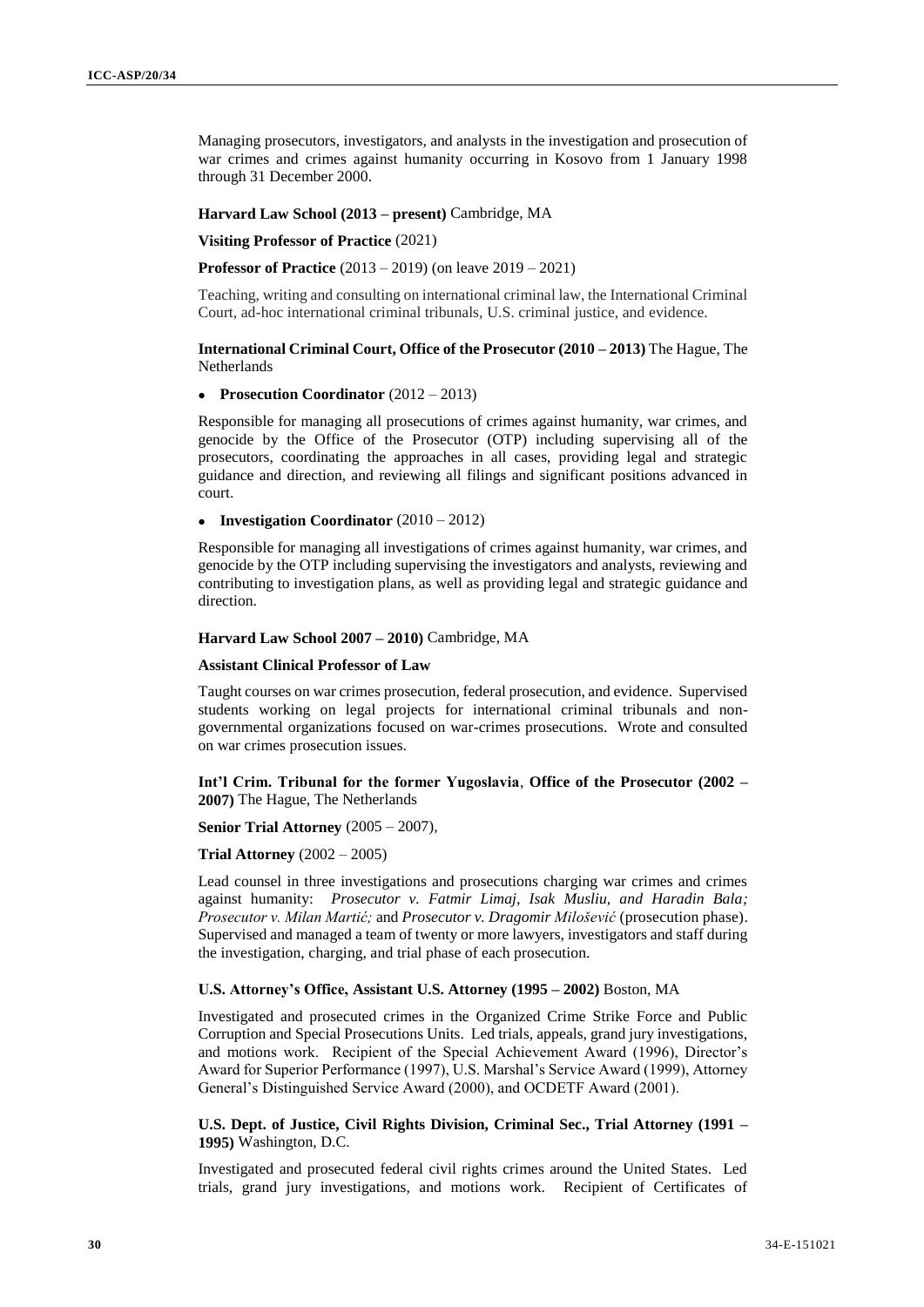Managing prosecutors, investigators, and analysts in the investigation and prosecution of war crimes and crimes against humanity occurring in Kosovo from 1 January 1998 through 31 December 2000.

**Harvard Law School (2013 – present)** Cambridge, MA

**Visiting Professor of Practice** (2021)

**Professor of Practice** (2013 – 2019) (on leave 2019 – 2021)

Teaching, writing and consulting on international criminal law, the International Criminal Court, ad-hoc international criminal tribunals, U.S. criminal justice, and evidence.

**International Criminal Court, Office of the Prosecutor (2010 – 2013)** The Hague, The Netherlands

- **Prosecution Coordinator** (2012 – 2013)

Responsible for managing all prosecutions of crimes against humanity, war crimes, and genocide by the Office of the Prosecutor (OTP) including supervising all of the prosecutors, coordinating the approaches in all cases, providing legal and strategic guidance and direction, and reviewing all filings and significant positions advanced in court.

- **Investigation Coordinator** (2010 – 2012)

Responsible for managing all investigations of crimes against humanity, war crimes, and genocide by the OTP including supervising the investigators and analysts, reviewing and contributing to investigation plans, as well as providing legal and strategic guidance and direction.

**Harvard Law School 2007 – 2010)** Cambridge, MA

**Assistant Clinical Professor of Law**

Taught courses on war crimes prosecution, federal prosecution, and evidence. Supervised students working on legal projects for international criminal tribunals and non-governmental organizations focused on war-crimes prosecutions. Wrote and consulted on war crimes prosecution issues.

**Int'l Crim. Tribunal for the former Yugoslavia**, **Office of the Prosecutor (2002 – 2007)** The Hague, The Netherlands

**Senior Trial Attorney** (2005 – 2007),

**Trial Attorney** (2002 – 2005)

Lead counsel in three investigations and prosecutions charging war crimes and crimes against humanity: *Prosecutor v. Fatmir Limaj, Isak Musliu, and Haradin Bala; Prosecutor v. Milan Martić;* and *Prosecutor v. Dragomir Milošević* (prosecution phase). Supervised and managed a team of twenty or more lawyers, investigators and staff during the investigation, charging, and trial phase of each prosecution.

**U.S. Attorney's Office, Assistant U.S. Attorney (1995 – 2002)** Boston, MA

Investigated and prosecuted crimes in the Organized Crime Strike Force and Public Corruption and Special Prosecutions Units. Led trials, appeals, grand jury investigations, and motions work. Recipient of the Special Achievement Award (1996), Director's Award for Superior Performance (1997), U.S. Marshal's Service Award (1999), Attorney General's Distinguished Service Award (2000), and OCDETF Award (2001).

**U.S. Dept. of Justice, Civil Rights Division, Criminal Sec., Trial Attorney (1991 – 1995)** Washington, D.C.

Investigated and prosecuted federal civil rights crimes around the United States. Led trials, grand jury investigations, and motions work. Recipient of Certificates of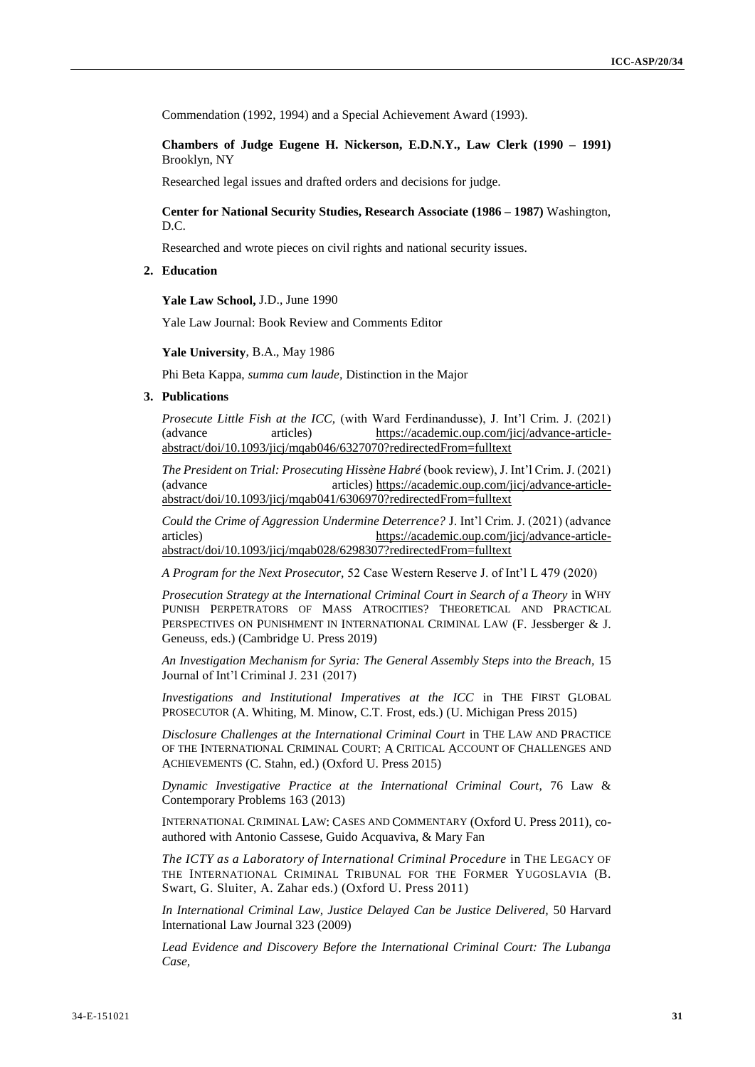Commendation (1992, 1994) and a Special Achievement Award (1993).

**Chambers of Judge Eugene H. Nickerson, E.D.N.Y., Law Clerk (1990 – 1991)** Brooklyn, NY

Researched legal issues and drafted orders and decisions for judge.

**Center for National Security Studies, Research Associate (1986 – 1987)** Washington, D.C.

Researched and wrote pieces on civil rights and national security issues.

## 2. Education

**Yale Law School,** J.D., June 1990

Yale Law Journal: Book Review and Comments Editor

**Yale University**, B.A., May 1986

Phi Beta Kappa, *summa cum laude*, Distinction in the Major

## 3. Publications

*Prosecute Little Fish at the ICC,* (with Ward Ferdinandusse), J. Int'l Crim. J. (2021) (advance articles) https://academic.oup.com/jicj/advance-article-abstract/doi/10.1093/jicj/mqab046/6327070?redirectedFrom=fulltext

*The President on Trial: Prosecuting Hissène Habré* (book review), J. Int'l Crim. J. (2021) (advance articles) https://academic.oup.com/jicj/advance-article-abstract/doi/10.1093/jicj/mqab041/6306970?redirectedFrom=fulltext

*Could the Crime of Aggression Undermine Deterrence?* J. Int'l Crim. J. (2021) (advance articles) https://academic.oup.com/jicj/advance-article-abstract/doi/10.1093/jicj/mqab028/6298307?redirectedFrom=fulltext

*A Program for the Next Prosecutor,* 52 Case Western Reserve J. of Int'l L 479 (2020)

*Prosecution Strategy at the International Criminal Court in Search of a Theory* in WHY PUNISH PERPETRATORS OF MASS ATROCITIES? THEORETICAL AND PRACTICAL PERSPECTIVES ON PUNISHMENT IN INTERNATIONAL CRIMINAL LAW (F. Jessberger & J. Geneuss, eds.) (Cambridge U. Press 2019)

*An Investigation Mechanism for Syria: The General Assembly Steps into the Breach,* 15 Journal of Int'l Criminal J. 231 (2017)

*Investigations and Institutional Imperatives at the ICC* in THE FIRST GLOBAL PROSECUTOR (A. Whiting, M. Minow, C.T. Frost, eds.) (U. Michigan Press 2015)

*Disclosure Challenges at the International Criminal Court* in THE LAW AND PRACTICE OF THE INTERNATIONAL CRIMINAL COURT: A CRITICAL ACCOUNT OF CHALLENGES AND ACHIEVEMENTS (C. Stahn, ed.) (Oxford U. Press 2015)

*Dynamic Investigative Practice at the International Criminal Court,* 76 Law & Contemporary Problems 163 (2013)

INTERNATIONAL CRIMINAL LAW: CASES AND COMMENTARY (Oxford U. Press 2011), co-authored with Antonio Cassese, Guido Acquaviva, & Mary Fan

*The ICTY as a Laboratory of International Criminal Procedure* in THE LEGACY OF THE INTERNATIONAL CRIMINAL TRIBUNAL FOR THE FORMER YUGOSLAVIA (B. Swart, G. Sluiter, A. Zahar eds.) (Oxford U. Press 2011)

*In International Criminal Law, Justice Delayed Can be Justice Delivered,* 50 Harvard International Law Journal 323 (2009)

*Lead Evidence and Discovery Before the International Criminal Court: The Lubanga Case,*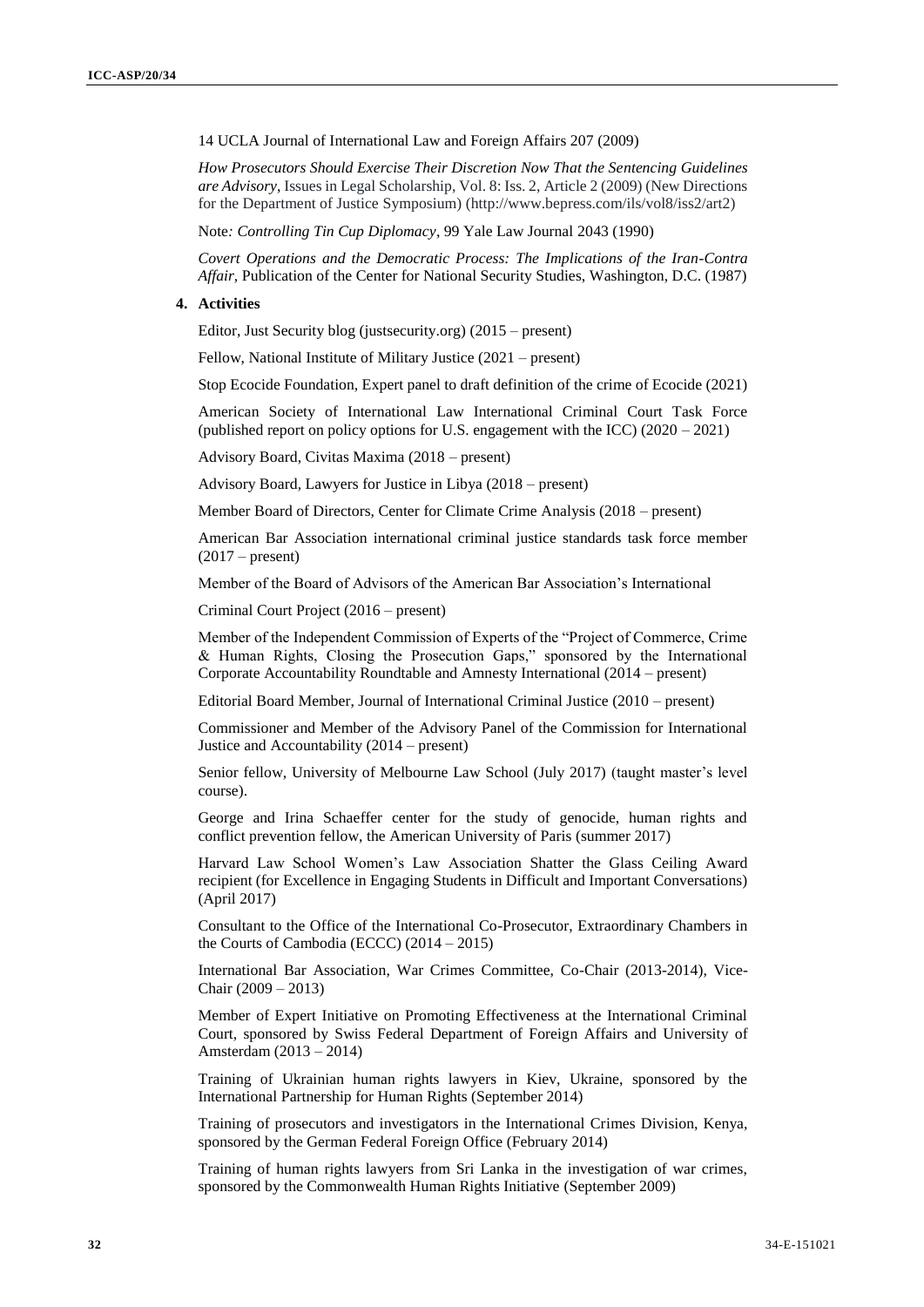14 UCLA Journal of International Law and Foreign Affairs 207 (2009)

*How Prosecutors Should Exercise Their Discretion Now That the Sentencing Guidelines are Advisory*, Issues in Legal Scholarship, Vol. 8: Iss. 2, Article 2 (2009) (New Directions for the Department of Justice Symposium) (http://www.bepress.com/ils/vol8/iss2/art2)

Note*: Controlling Tin Cup Diplomacy*, 99 Yale Law Journal 2043 (1990)

*Covert Operations and the Democratic Process: The Implications of the Iran-Contra Affair*, Publication of the Center for National Security Studies, Washington, D.C. (1987)

**4. Activities**

Editor, Just Security blog (justsecurity.org) (2015 – present)

Fellow, National Institute of Military Justice (2021 – present)

Stop Ecocide Foundation, Expert panel to draft definition of the crime of Ecocide (2021)

American Society of International Law International Criminal Court Task Force (published report on policy options for U.S. engagement with the ICC) (2020 – 2021)

Advisory Board, Civitas Maxima (2018 – present)

Advisory Board, Lawyers for Justice in Libya (2018 – present)

Member Board of Directors, Center for Climate Crime Analysis (2018 – present)

American Bar Association international criminal justice standards task force member (2017 – present)

Member of the Board of Advisors of the American Bar Association's International

Criminal Court Project (2016 – present)

Member of the Independent Commission of Experts of the "Project of Commerce, Crime & Human Rights, Closing the Prosecution Gaps," sponsored by the International Corporate Accountability Roundtable and Amnesty International (2014 – present)

Editorial Board Member, Journal of International Criminal Justice (2010 – present)

Commissioner and Member of the Advisory Panel of the Commission for International Justice and Accountability (2014 – present)

Senior fellow, University of Melbourne Law School (July 2017) (taught master's level course).

George and Irina Schaeffer center for the study of genocide, human rights and conflict prevention fellow, the American University of Paris (summer 2017)

Harvard Law School Women's Law Association Shatter the Glass Ceiling Award recipient (for Excellence in Engaging Students in Difficult and Important Conversations) (April 2017)

Consultant to the Office of the International Co-Prosecutor, Extraordinary Chambers in the Courts of Cambodia (ECCC) (2014 – 2015)

International Bar Association, War Crimes Committee, Co-Chair (2013-2014), Vice-Chair (2009 – 2013)

Member of Expert Initiative on Promoting Effectiveness at the International Criminal Court, sponsored by Swiss Federal Department of Foreign Affairs and University of Amsterdam (2013 – 2014)

Training of Ukrainian human rights lawyers in Kiev, Ukraine, sponsored by the International Partnership for Human Rights (September 2014)

Training of prosecutors and investigators in the International Crimes Division, Kenya, sponsored by the German Federal Foreign Office (February 2014)

Training of human rights lawyers from Sri Lanka in the investigation of war crimes, sponsored by the Commonwealth Human Rights Initiative (September 2009)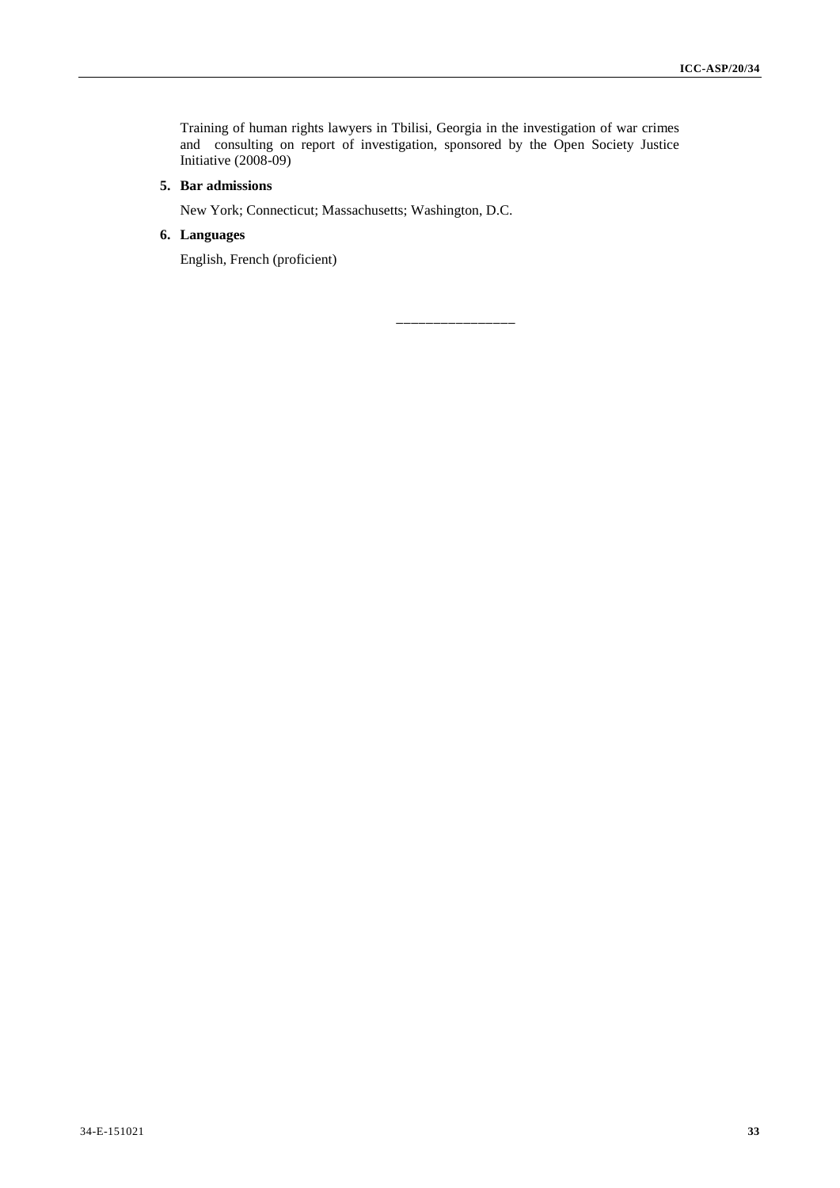Training of human rights lawyers in Tbilisi, Georgia in the investigation of war crimes and consulting on report of investigation, sponsored by the Open Society Justice Initiative (2008-09)

**5. Bar admissions**

New York; Connecticut; Massachusetts; Washington, D.C.

**6. Languages**

English, French (proficient)

\_\_\_\_\_\_\_\_\_\_\_\_\_\_\_\_